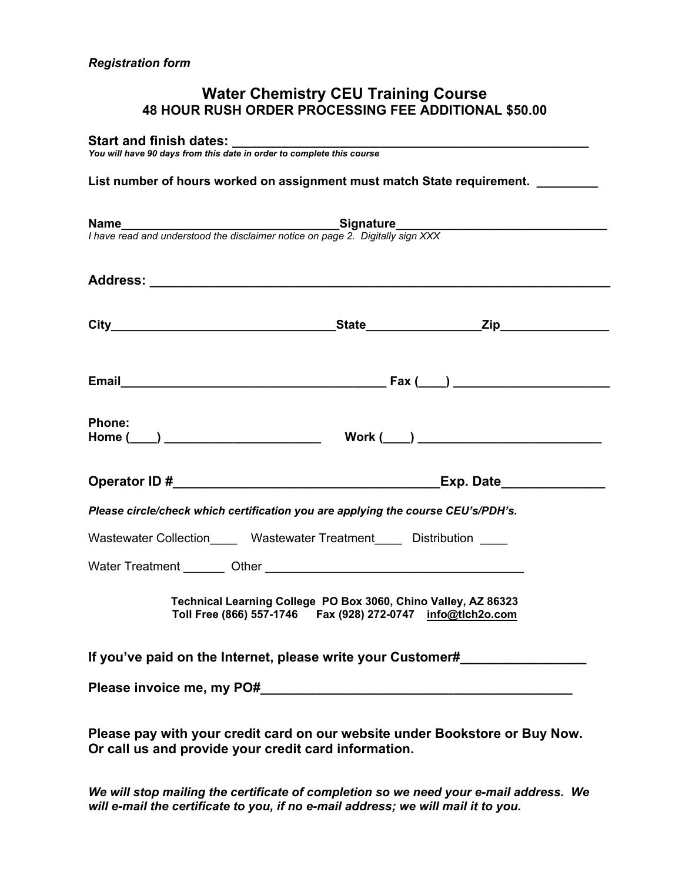*Registration form*

# Water Chemistry CEU Training Course

## 48 HOUR RUSH ORDER PROCESSING FEE ADDITIONAL $50.00

**Start and finish dates:** ______________________________________________

*You will have 90 days from this date in order to complete this course*

**List number of hours worked on assignment must match State requirement.** ________

**Name**______________________________**Signature**____________________________

*I have read and understood the disclaimer notice on page 2. Digitally sign XXX*

**Address:** ____________________________________________________________

**City**______________________________**State**______________**Zip**______________

**Email**____________________________________ **Fax (____)** ____________________

**Phone:**

**Home (____)** ____________________ **Work (____)** _______________________

**Operator ID #**_________________________________**Exp. Date**____________

***Please circle/check which certification you are applying the course CEU's/PDH's.***

Wastewater Collection____ Wastewater Treatment____ Distribution ____

Water Treatment ______ Other __________________________________

**Technical Learning College PO Box 3060, Chino Valley, AZ 86323**
**Toll Free (866) 557-1746 Fax (928) 272-0747 info@tlch2o.com**

**If you've paid on the Internet, please write your Customer#**_______________

**Please invoice me, my PO#**______________________________________

**Please pay with your credit card on our website under Bookstore or Buy Now. Or call us and provide your credit card information.**

***We will stop mailing the certificate of completion so we need your e-mail address. We will e-mail the certificate to you, if no e-mail address; we will mail it to you.***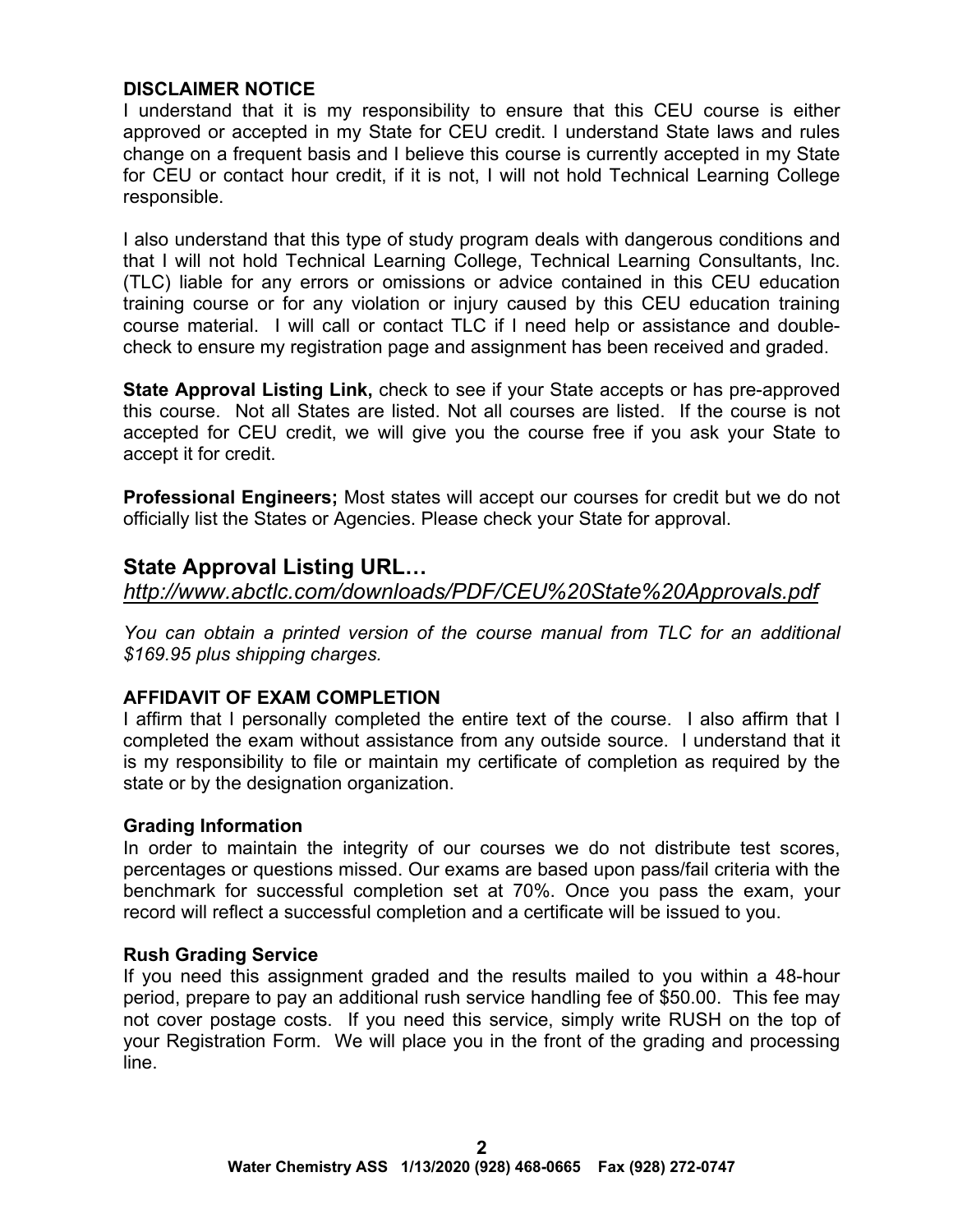**DISCLAIMER NOTICE**

I understand that it is my responsibility to ensure that this CEU course is either approved or accepted in my State for CEU credit. I understand State laws and rules change on a frequent basis and I believe this course is currently accepted in my State for CEU or contact hour credit, if it is not, I will not hold Technical Learning College responsible.

I also understand that this type of study program deals with dangerous conditions and that I will not hold Technical Learning College, Technical Learning Consultants, Inc. (TLC) liable for any errors or omissions or advice contained in this CEU education training course or for any violation or injury caused by this CEU education training course material. I will call or contact TLC if I need help or assistance and double-check to ensure my registration page and assignment has been received and graded.

**State Approval Listing Link,** check to see if your State accepts or has pre-approved this course. Not all States are listed. Not all courses are listed. If the course is not accepted for CEU credit, we will give you the course free if you ask your State to accept it for credit.

**Professional Engineers;** Most states will accept our courses for credit but we do not officially list the States or Agencies. Please check your State for approval.

## State Approval Listing URL…

*http://www.abctlc.com/downloads/PDF/CEU%20State%20Approvals.pdf*

*You can obtain a printed version of the course manual from TLC for an additional $169.95 plus shipping charges.*

**AFFIDAVIT OF EXAM COMPLETION**

I affirm that I personally completed the entire text of the course. I also affirm that I completed the exam without assistance from any outside source. I understand that it is my responsibility to file or maintain my certificate of completion as required by the state or by the designation organization.

**Grading Information**

In order to maintain the integrity of our courses we do not distribute test scores, percentages or questions missed. Our exams are based upon pass/fail criteria with the benchmark for successful completion set at 70%. Once you pass the exam, your record will reflect a successful completion and a certificate will be issued to you.

**Rush Grading Service**

If you need this assignment graded and the results mailed to you within a 48-hour period, prepare to pay an additional rush service handling fee of $50.00. This fee may not cover postage costs. If you need this service, simply write RUSH on the top of your Registration Form. We will place you in the front of the grading and processing line.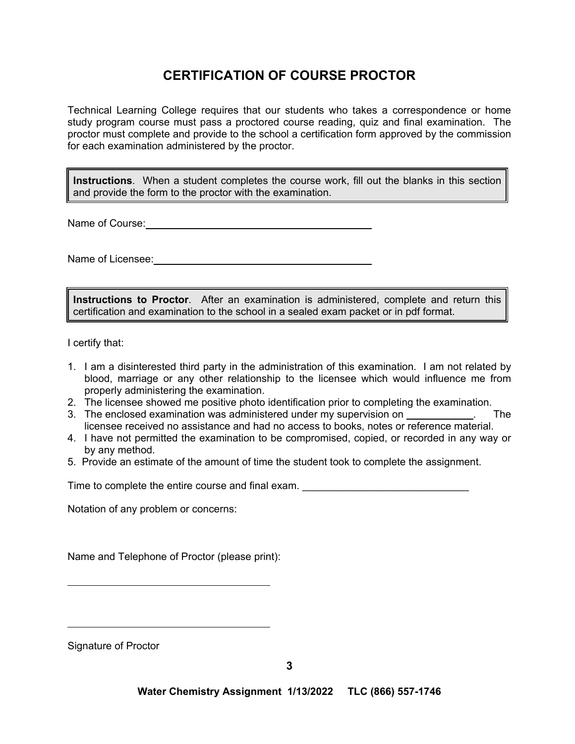# CERTIFICATION OF COURSE PROCTOR

Technical Learning College requires that our students who takes a correspondence or home study program course must pass a proctored course reading, quiz and final examination. The proctor must complete and provide to the school a certification form approved by the commission for each examination administered by the proctor.

> **Instructions**. When a student completes the course work, fill out the blanks in this section and provide the form to the proctor with the examination.

Name of Course: ________________________________________

Name of Licensee: ______________________________________

> **Instructions to Proctor**. After an examination is administered, complete and return this certification and examination to the school in a sealed exam packet or in pdf format.

I certify that:

1. I am a disinterested third party in the administration of this examination. I am not related by blood, marriage or any other relationship to the licensee which would influence me from properly administering the examination.
2. The licensee showed me positive photo identification prior to completing the examination.
3. The enclosed examination was administered under my supervision on ____________. The licensee received no assistance and had no access to books, notes or reference material.
4. I have not permitted the examination to be compromised, copied, or recorded in any way or by any method.
5. Provide an estimate of the amount of time the student took to complete the assignment.

Time to complete the entire course and final exam. ______________________________

Notation of any problem or concerns:

Name and Telephone of Proctor (please print):

______________________________________

______________________________________

Signature of Proctor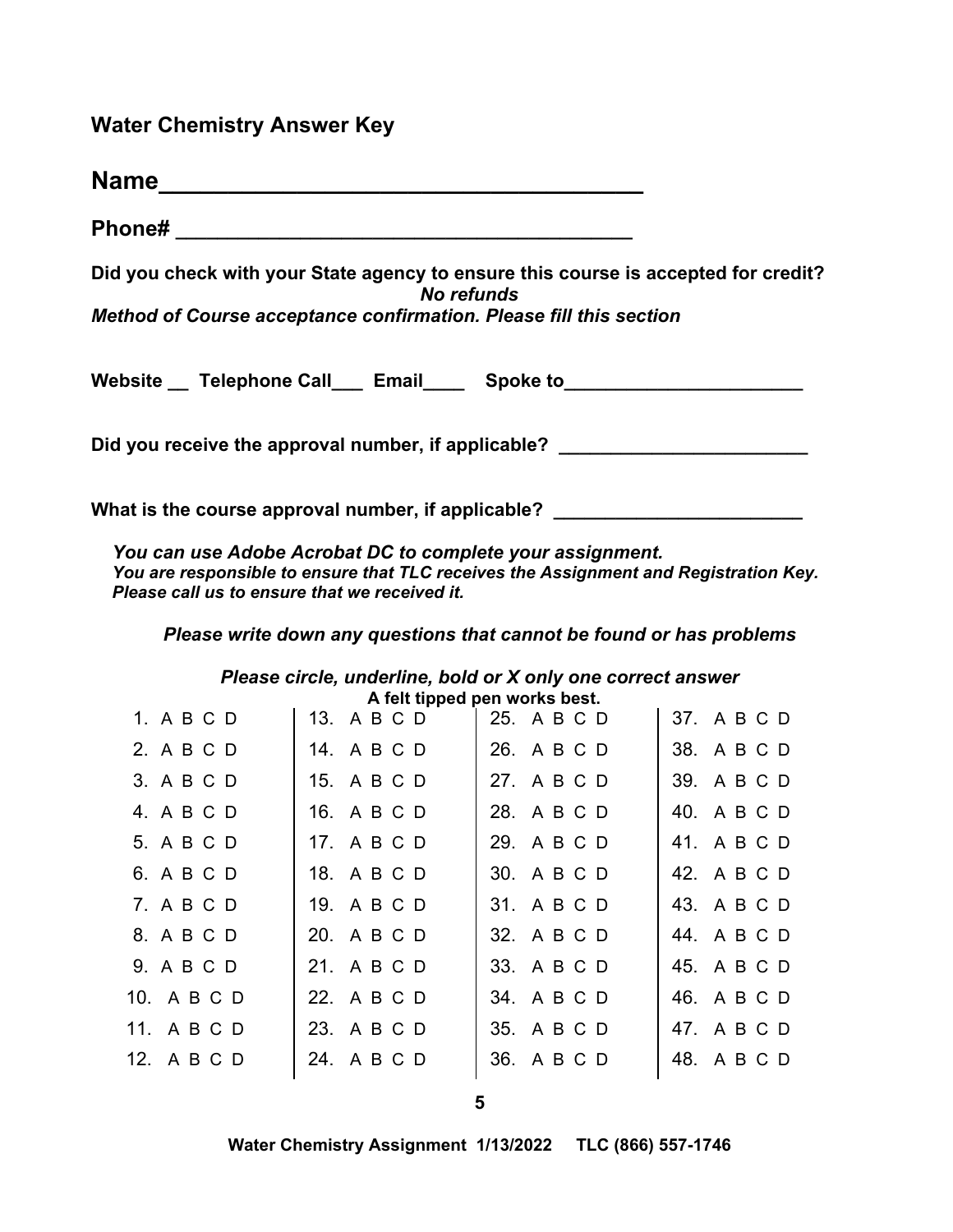## Water Chemistry Answer Key

**Name\_\_\_\_\_\_\_\_\_\_\_\_\_\_\_\_\_\_\_\_\_\_\_\_\_\_\_\_\_\_\_\_\_\_\_\_\_\_\_\_**

**Phone# \_\_\_\_\_\_\_\_\_\_\_\_\_\_\_\_\_\_\_\_\_\_\_\_\_\_\_\_\_\_\_\_\_\_\_\_\_\_\_\_**

**Did you check with your State agency to ensure this course is accepted for credit?**

***No refunds***

***Method of Course acceptance confirmation. Please fill this section***

**Website \_\_ Telephone Call\_\_\_ Email\_\_\_\_ Spoke to\_\_\_\_\_\_\_\_\_\_\_\_\_\_\_\_\_\_\_\_\_\_\_\_**

**Did you receive the approval number, if applicable? \_\_\_\_\_\_\_\_\_\_\_\_\_\_\_\_\_\_\_\_\_\_\_\_**

**What is the course approval number, if applicable? \_\_\_\_\_\_\_\_\_\_\_\_\_\_\_\_\_\_\_\_\_\_\_\_**

***You can use Adobe Acrobat DC to complete your assignment.***
***You are responsible to ensure that TLC receives the Assignment and Registration Key. Please call us to ensure that we received it.***

***Please write down any questions that cannot be found or has problems***

***Please circle, underline, bold or X only one correct answer***
**A felt tipped pen works best.**

| | | | |
|---|---|---|---|
| 1. A B C D | 13. A B C D | 25. A B C D | 37. A B C D |
| 2. A B C D | 14. A B C D | 26. A B C D | 38. A B C D |
| 3. A B C D | 15. A B C D | 27. A B C D | 39. A B C D |
| 4. A B C D | 16. A B C D | 28. A B C D | 40. A B C D |
| 5. A B C D | 17. A B C D | 29. A B C D | 41. A B C D |
| 6. A B C D | 18. A B C D | 30. A B C D | 42. A B C D |
| 7. A B C D | 19. A B C D | 31. A B C D | 43. A B C D |
| 8. A B C D | 20. A B C D | 32. A B C D | 44. A B C D |
| 9. A B C D | 21. A B C D | 33. A B C D | 45. A B C D |
| 10. A B C D | 22. A B C D | 34. A B C D | 46. A B C D |
| 11. A B C D | 23. A B C D | 35. A B C D | 47. A B C D |
| 12. A B C D | 24. A B C D | 36. A B C D | 48. A B C D |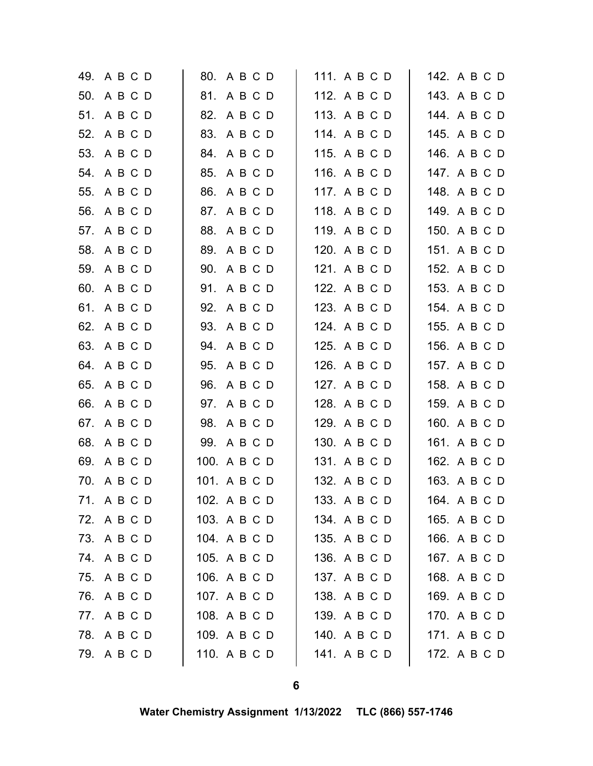49. A B C D
50. A B C D
51. A B C D
52. A B C D
53. A B C D
54. A B C D
55. A B C D
56. A B C D
57. A B C D
58. A B C D
59. A B C D
60. A B C D
61. A B C D
62. A B C D
63. A B C D
64. A B C D
65. A B C D
66. A B C D
67. A B C D
68. A B C D
69. A B C D
70. A B C D
71. A B C D
72. A B C D
73. A B C D
74. A B C D
75. A B C D
76. A B C D
77. A B C D
78. A B C D
79. A B C D
80. A B C D
81. A B C D
82. A B C D
83. A B C D
84. A B C D
85. A B C D
86. A B C D
87. A B C D
88. A B C D
89. A B C D
90. A B C D
91. A B C D
92. A B C D
93. A B C D
94. A B C D
95. A B C D
96. A B C D
97. A B C D
98. A B C D
99. A B C D
100. A B C D
101. A B C D
102. A B C D
103. A B C D
104. A B C D
105. A B C D
106. A B C D
107. A B C D
108. A B C D
109. A B C D
110. A B C D
111. A B C D
112. A B C D
113. A B C D
114. A B C D
115. A B C D
116. A B C D
117. A B C D
118. A B C D
119. A B C D
120. A B C D
121. A B C D
122. A B C D
123. A B C D
124. A B C D
125. A B C D
126. A B C D
127. A B C D
128. A B C D
129. A B C D
130. A B C D
131. A B C D
132. A B C D
133. A B C D
134. A B C D
135. A B C D
136. A B C D
137. A B C D
138. A B C D
139. A B C D
140. A B C D
141. A B C D
142. A B C D
143. A B C D
144. A B C D
145. A B C D
146. A B C D
147. A B C D
148. A B C D
149. A B C D
150. A B C D
151. A B C D
152. A B C D
153. A B C D
154. A B C D
155. A B C D
156. A B C D
157. A B C D
158. A B C D
159. A B C D
160. A B C D
161. A B C D
162. A B C D
163. A B C D
164. A B C D
165. A B C D
166. A B C D
167. A B C D
168. A B C D
169. A B C D
170. A B C D
171. A B C D
172. A B C D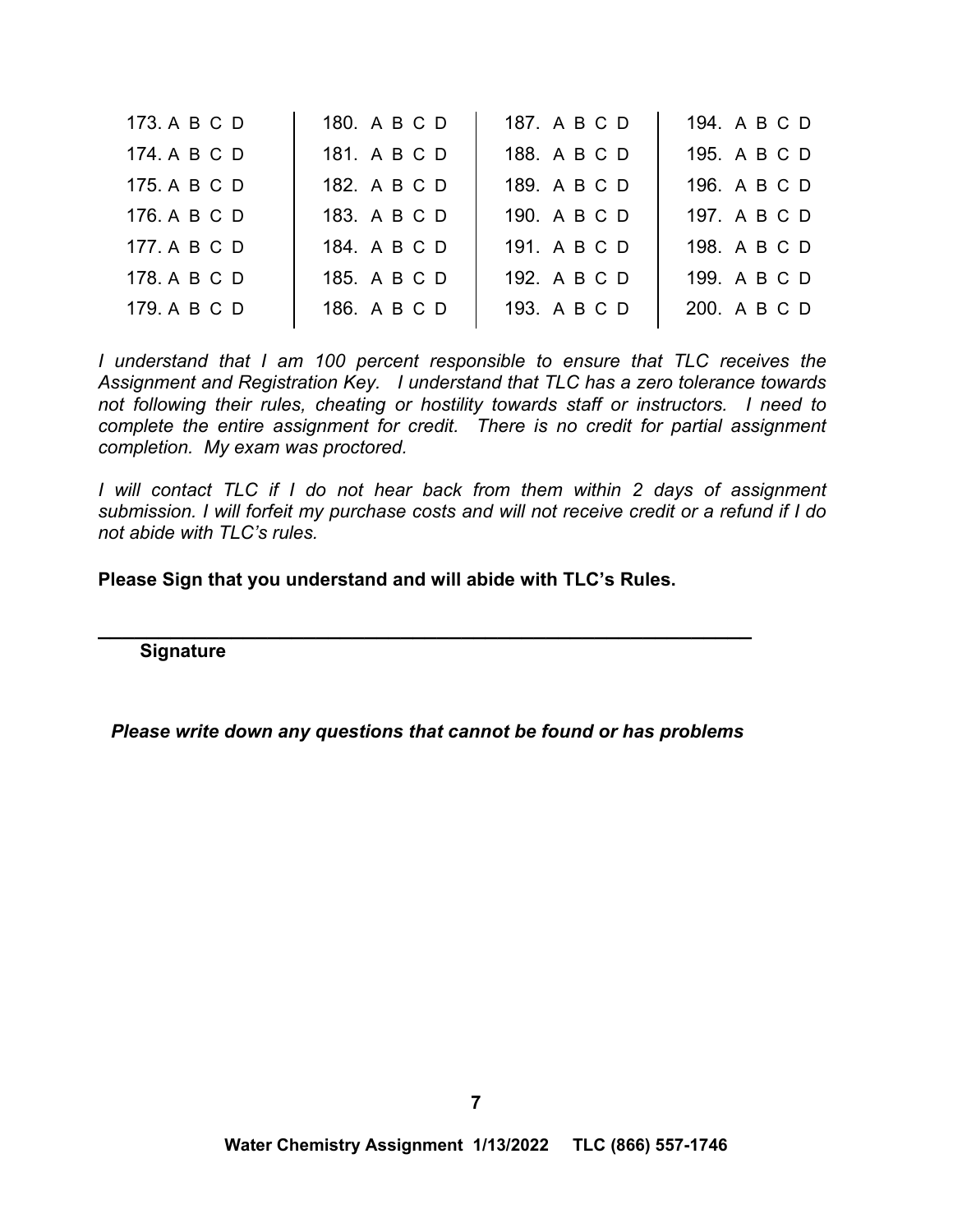| | | | |
|---|---|---|---|
| 173. A B C D | 180. A B C D | 187. A B C D | 194. A B C D |
| 174. A B C D | 181. A B C D | 188. A B C D | 195. A B C D |
| 175. A B C D | 182. A B C D | 189. A B C D | 196. A B C D |
| 176. A B C D | 183. A B C D | 190. A B C D | 197. A B C D |
| 177. A B C D | 184. A B C D | 191. A B C D | 198. A B C D |
| 178. A B C D | 185. A B C D | 192. A B C D | 199. A B C D |
| 179. A B C D | 186. A B C D | 193. A B C D | 200. A B C D |

*I understand that I am 100 percent responsible to ensure that TLC receives the Assignment and Registration Key. I understand that TLC has a zero tolerance towards not following their rules, cheating or hostility towards staff or instructors. I need to complete the entire assignment for credit. There is no credit for partial assignment completion. My exam was proctored.*

*I will contact TLC if I do not hear back from them within 2 days of assignment submission. I will forfeit my purchase costs and will not receive credit or a refund if I do not abide with TLC's rules.*

**Please Sign that you understand and will abide with TLC's Rules.**

\_\_\_\_\_\_\_\_\_\_\_\_\_\_\_\_\_\_\_\_\_\_\_\_\_\_\_\_\_\_\_\_\_\_\_\_\_\_\_\_\_\_\_\_\_\_\_\_\_\_\_\_\_\_\_\_\_\_

**Signature**

***Please write down any questions that cannot be found or has problems***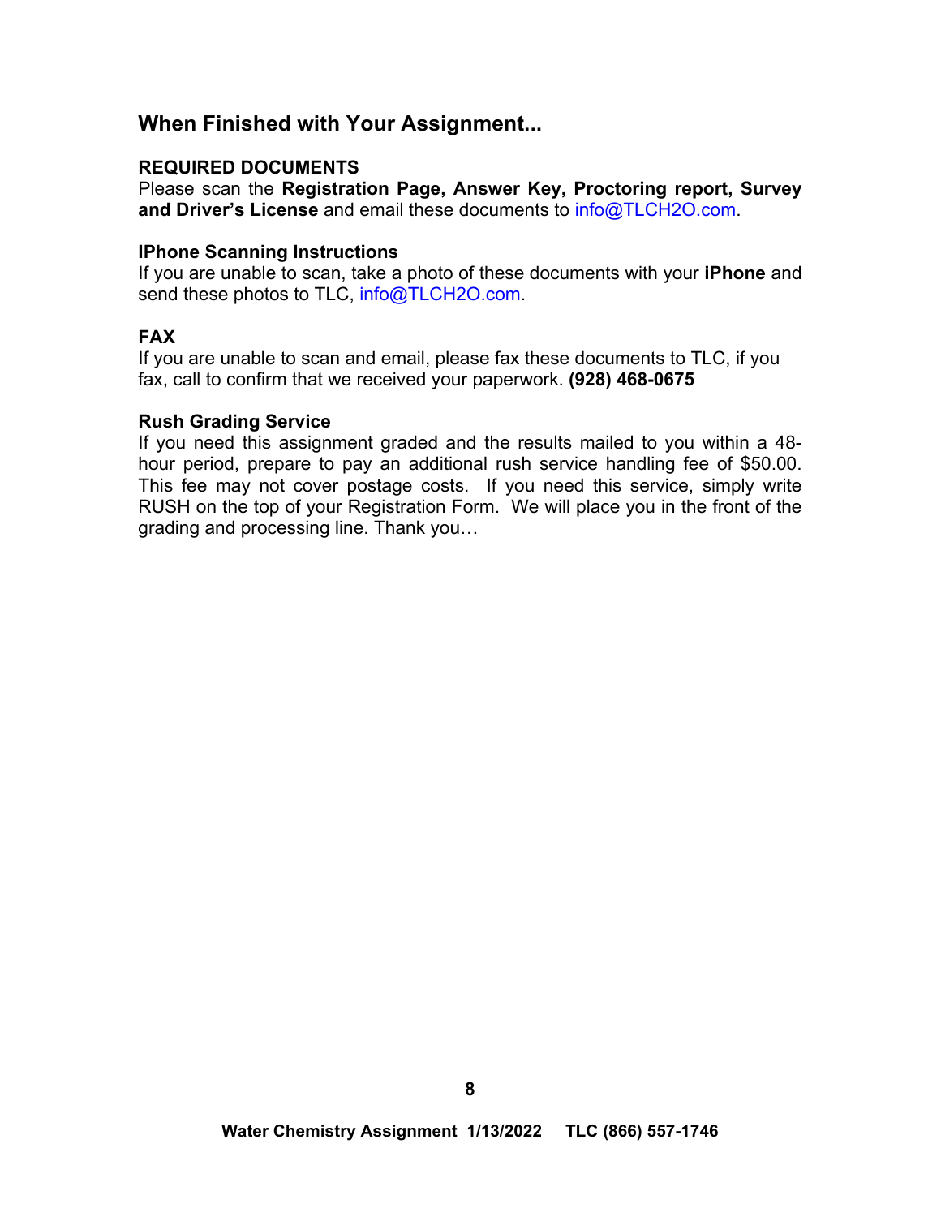## When Finished with Your Assignment...

### REQUIRED DOCUMENTS

Please scan the **Registration Page, Answer Key, Proctoring report, Survey and Driver's License** and email these documents to info@TLCH2O.com.

### IPhone Scanning Instructions

If you are unable to scan, take a photo of these documents with your **iPhone** and send these photos to TLC, info@TLCH2O.com.

### FAX

If you are unable to scan and email, please fax these documents to TLC, if you fax, call to confirm that we received your paperwork. **(928) 468-0675**

### Rush Grading Service

If you need this assignment graded and the results mailed to you within a 48-hour period, prepare to pay an additional rush service handling fee of $50.00. This fee may not cover postage costs. If you need this service, simply write RUSH on the top of your Registration Form. We will place you in the front of the grading and processing line. Thank you…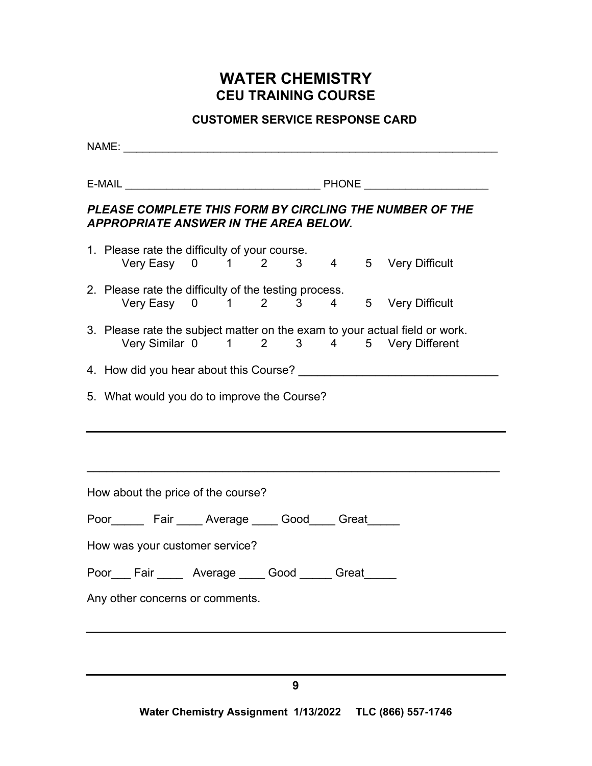# WATER CHEMISTRY
## CEU TRAINING COURSE

### CUSTOMER SERVICE RESPONSE CARD

NAME: _______________________________________________________________

E-MAIL ________________________________ PHONE ____________________

***PLEASE COMPLETE THIS FORM BY CIRCLING THE NUMBER OF THE APPROPRIATE ANSWER IN THE AREA BELOW.***

1. Please rate the difficulty of your course.
   Very Easy 0 1 2 3 4 5 Very Difficult

2. Please rate the difficulty of the testing process.
   Very Easy 0 1 2 3 4 5 Very Difficult

3. Please rate the subject matter on the exam to your actual field or work.
   Very Similar 0 1 2 3 4 5 Very Different

4. How did you hear about this Course? ______________________________

5. What would you do to improve the Course?

_______________________________________________________________

_______________________________________________________________

How about the price of the course?

Poor_____ Fair ____ Average ____ Good____ Great_____

How was your customer service?

Poor___ Fair ____ Average ____ Good _____ Great_____

Any other concerns or comments.

_______________________________________________________________

Water Chemistry Assignment 1/13/2022 TLC (866) 557-1746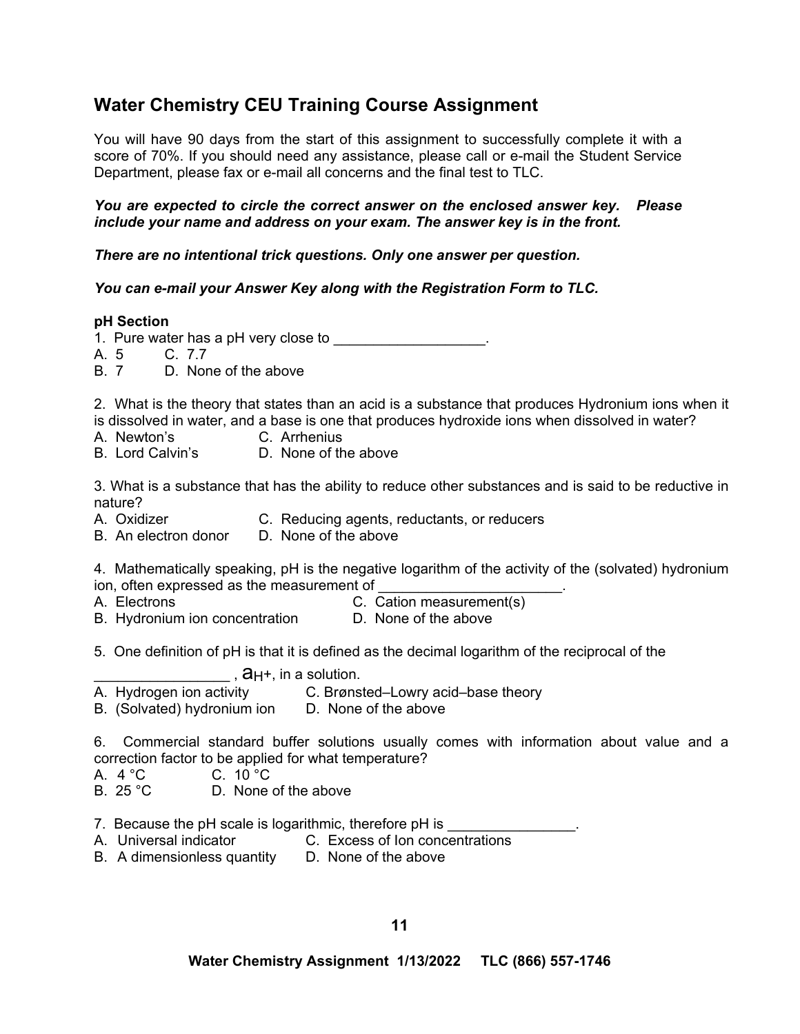## Water Chemistry CEU Training Course Assignment

You will have 90 days from the start of this assignment to successfully complete it with a score of 70%. If you should need any assistance, please call or e-mail the Student Service Department, please fax or e-mail all concerns and the final test to TLC.

***You are expected to circle the correct answer on the enclosed answer key. Please include your name and address on your exam. The answer key is in the front.***

***There are no intentional trick questions. Only one answer per question.***

***You can e-mail your Answer Key along with the Registration Form to TLC.***

**pH Section**

1. Pure water has a pH very close to ___________________.
A. 5 C. 7.7
B. 7 D. None of the above

2. What is the theory that states than an acid is a substance that produces Hydronium ions when it is dissolved in water, and a base is one that produces hydroxide ions when dissolved in water?
A. Newton's C. Arrhenius
B. Lord Calvin's D. None of the above

3. What is a substance that has the ability to reduce other substances and is said to be reductive in nature?
A. Oxidizer C. Reducing agents, reductants, or reducers
B. An electron donor D. None of the above

4. Mathematically speaking, pH is the negative logarithm of the activity of the (solvated) hydronium ion, often expressed as the measurement of _______________________.
A. Electrons C. Cation measurement(s)
B. Hydronium ion concentration D. None of the above

5. One definition of pH is that it is defined as the decimal logarithm of the reciprocal of the _________________ , $a_{H^+}$, in a solution.
A. Hydrogen ion activity C. Brønsted–Lowry acid–base theory
B. (Solvated) hydronium ion D. None of the above

6. Commercial standard buffer solutions usually comes with information about value and a correction factor to be applied for what temperature?
A. 4 °C C. 10 °C
B. 25 °C D. None of the above

7. Because the pH scale is logarithmic, therefore pH is ________________.
A. Universal indicator C. Excess of Ion concentrations
B. A dimensionless quantity D. None of the above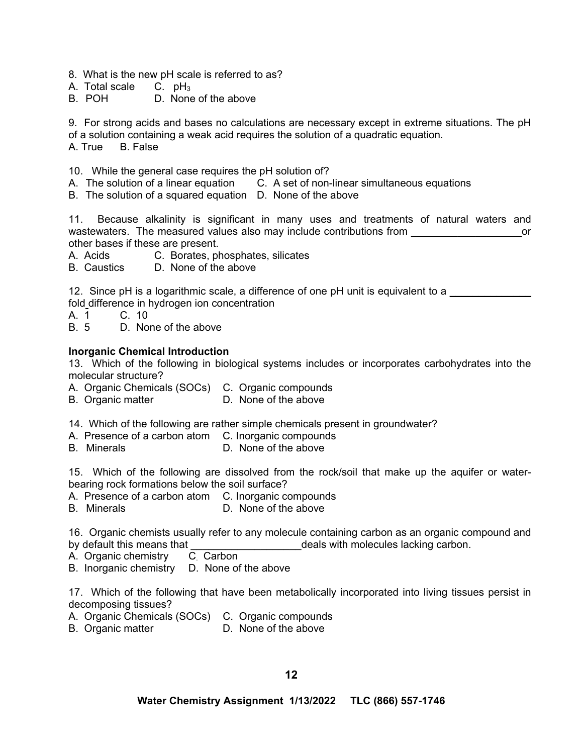8. What is the new pH scale is referred to as?
A. Total scale  C. $pH_3$
B. POH  D. None of the above

9. For strong acids and bases no calculations are necessary except in extreme situations. The pH of a solution containing a weak acid requires the solution of a quadratic equation.
A. True  B. False

10. While the general case requires the pH solution of?
A. The solution of a linear equation  C. A set of non-linear simultaneous equations
B. The solution of a squared equation  D. None of the above

11. Because alkalinity is significant in many uses and treatments of natural waters and wastewaters. The measured values also may include contributions from ___________________or other bases if these are present.
A. Acids  C. Borates, phosphates, silicates
B. Caustics  D. None of the above

12. Since pH is a logarithmic scale, a difference of one pH unit is equivalent to a ______________ fold difference in hydrogen ion concentration
A. 1  C. 10
B. 5  D. None of the above

**Inorganic Chemical Introduction**

13. Which of the following in biological systems includes or incorporates carbohydrates into the molecular structure?
A. Organic Chemicals (SOCs)  C. Organic compounds
B. Organic matter  D. None of the above

14. Which of the following are rather simple chemicals present in groundwater?
A. Presence of a carbon atom  C. Inorganic compounds
B. Minerals  D. None of the above

15. Which of the following are dissolved from the rock/soil that make up the aquifer or water-bearing rock formations below the soil surface?
A. Presence of a carbon atom  C. Inorganic compounds
B. Minerals  D. None of the above

16. Organic chemists usually refer to any molecule containing carbon as an organic compound and by default this means that ___________________deals with molecules lacking carbon.
A. Organic chemistry  C. Carbon
B. Inorganic chemistry  D. None of the above

17. Which of the following that have been metabolically incorporated into living tissues persist in decomposing tissues?
A. Organic Chemicals (SOCs)  C. Organic compounds
B. Organic matter  D. None of the above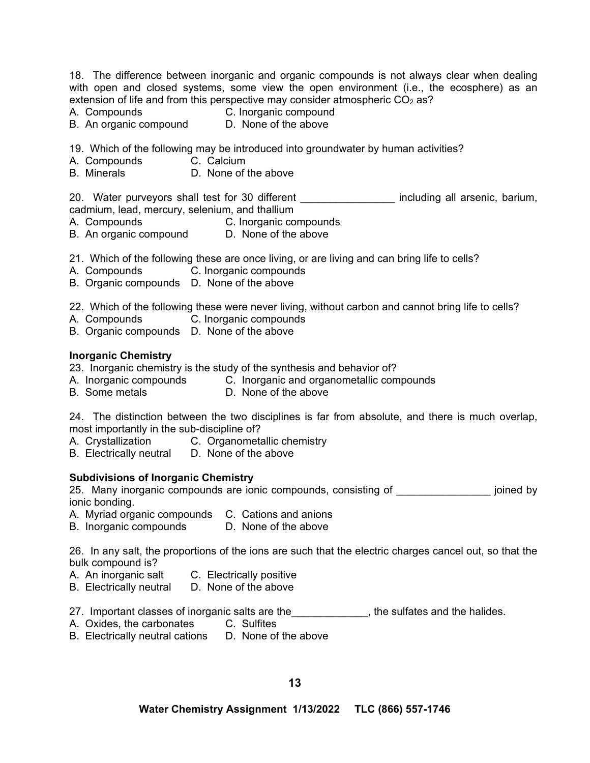18. The difference between inorganic and organic compounds is not always clear when dealing with open and closed systems, some view the open environment (i.e., the ecosphere) as an extension of life and from this perspective may consider atmospheric $CO_2$ as?
A. Compounds C. Inorganic compound
B. An organic compound D. None of the above

19. Which of the following may be introduced into groundwater by human activities?
A. Compounds C. Calcium
B. Minerals D. None of the above

20. Water purveyors shall test for 30 different ________________ including all arsenic, barium, cadmium, lead, mercury, selenium, and thallium
A. Compounds C. Inorganic compounds
B. An organic compound D. None of the above

21. Which of the following these are once living, or are living and can bring life to cells?
A. Compounds C. Inorganic compounds
B. Organic compounds D. None of the above

22. Which of the following these were never living, without carbon and cannot bring life to cells?
A. Compounds C. Inorganic compounds
B. Organic compounds D. None of the above

**Inorganic Chemistry**

23. Inorganic chemistry is the study of the synthesis and behavior of?
A. Inorganic compounds C. Inorganic and organometallic compounds
B. Some metals D. None of the above

24. The distinction between the two disciplines is far from absolute, and there is much overlap, most importantly in the sub-discipline of?
A. Crystallization C. Organometallic chemistry
B. Electrically neutral D. None of the above

**Subdivisions of Inorganic Chemistry**

25. Many inorganic compounds are ionic compounds, consisting of ________________ joined by ionic bonding.
A. Myriad organic compounds C. Cations and anions
B. Inorganic compounds D. None of the above

26. In any salt, the proportions of the ions are such that the electric charges cancel out, so that the bulk compound is?
A. An inorganic salt C. Electrically positive
B. Electrically neutral D. None of the above

27. Important classes of inorganic salts are the_____________, the sulfates and the halides.
A. Oxides, the carbonates C. Sulfites
B. Electrically neutral cations D. None of the above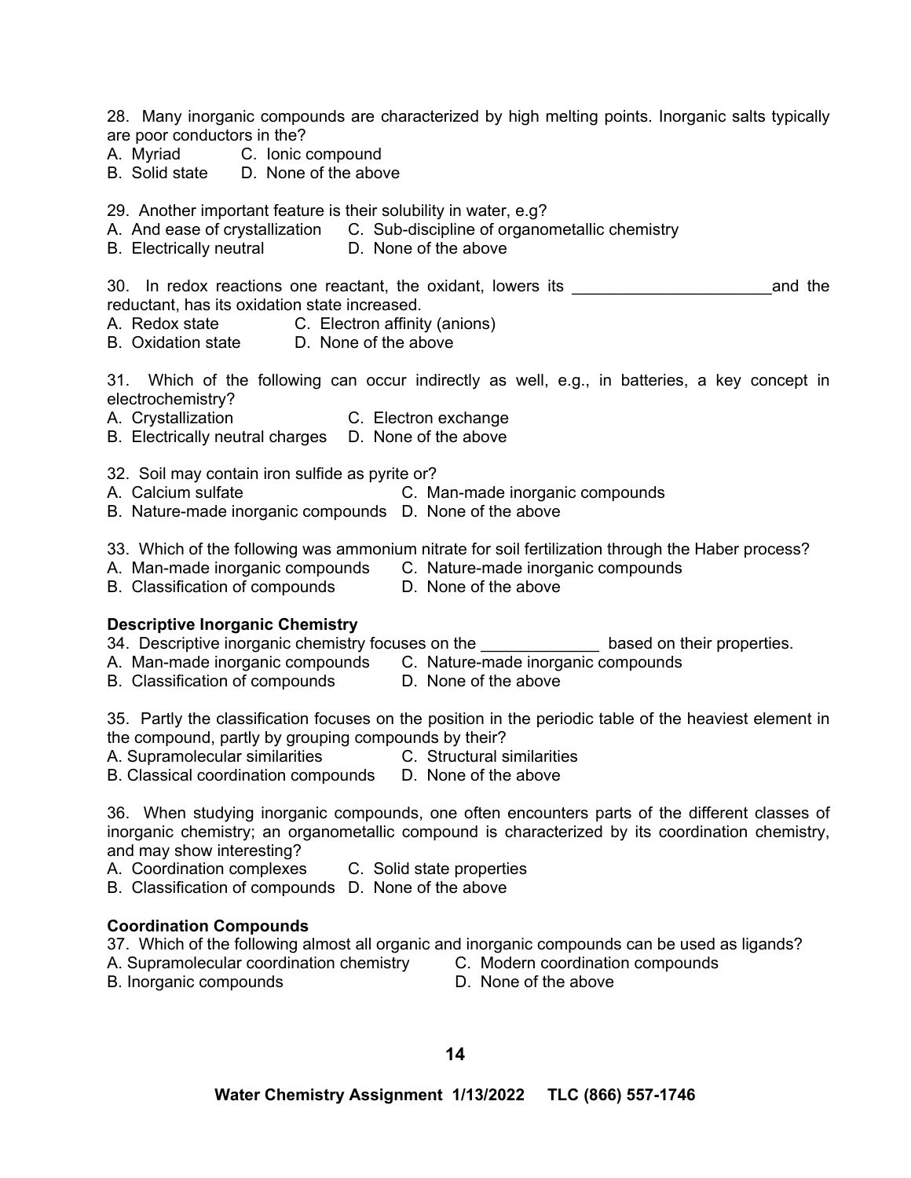28. Many inorganic compounds are characterized by high melting points. Inorganic salts typically are poor conductors in the?

A. Myriad C. Ionic compound
B. Solid state D. None of the above

29. Another important feature is their solubility in water, e.g?

A. And ease of crystallization C. Sub-discipline of organometallic chemistry
B. Electrically neutral D. None of the above

30. In redox reactions one reactant, the oxidant, lowers its ______________________and the reductant, has its oxidation state increased.

A. Redox state C. Electron affinity (anions)
B. Oxidation state D. None of the above

31. Which of the following can occur indirectly as well, e.g., in batteries, a key concept in electrochemistry?

A. Crystallization C. Electron exchange
B. Electrically neutral charges D. None of the above

32. Soil may contain iron sulfide as pyrite or?

A. Calcium sulfate C. Man-made inorganic compounds
B. Nature-made inorganic compounds D. None of the above

33. Which of the following was ammonium nitrate for soil fertilization through the Haber process?

A. Man-made inorganic compounds C. Nature-made inorganic compounds
B. Classification of compounds D. None of the above

**Descriptive Inorganic Chemistry**

34. Descriptive inorganic chemistry focuses on the _____________ based on their properties.

A. Man-made inorganic compounds C. Nature-made inorganic compounds
B. Classification of compounds D. None of the above

35. Partly the classification focuses on the position in the periodic table of the heaviest element in the compound, partly by grouping compounds by their?

A. Supramolecular similarities C. Structural similarities
B. Classical coordination compounds D. None of the above

36. When studying inorganic compounds, one often encounters parts of the different classes of inorganic chemistry; an organometallic compound is characterized by its coordination chemistry, and may show interesting?

A. Coordination complexes C. Solid state properties
B. Classification of compounds D. None of the above

**Coordination Compounds**

37. Which of the following almost all organic and inorganic compounds can be used as ligands?

A. Supramolecular coordination chemistry C. Modern coordination compounds
B. Inorganic compounds D. None of the above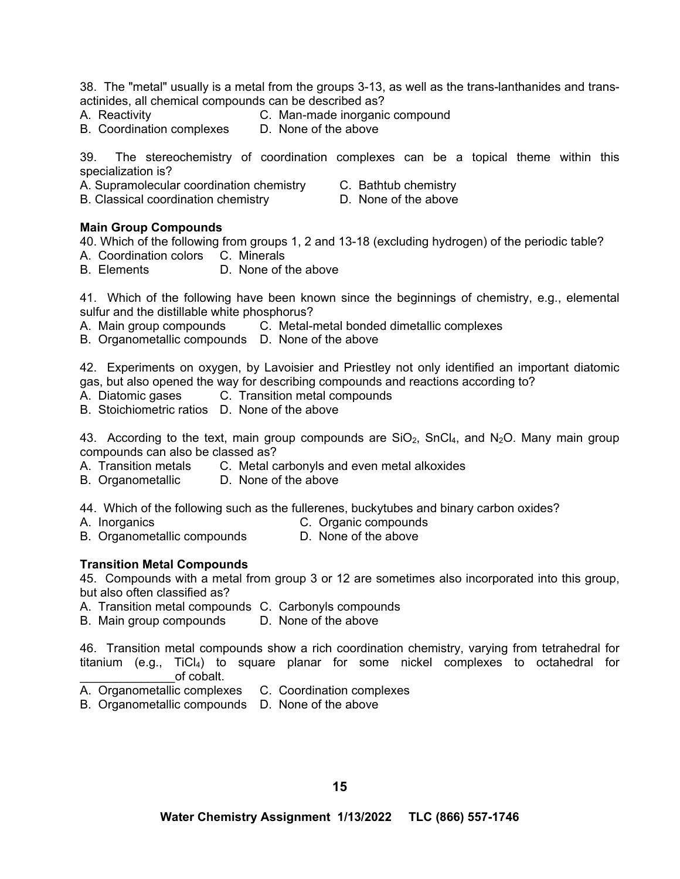38. The "metal" usually is a metal from the groups 3-13, as well as the trans-lanthanides and trans-actinides, all chemical compounds can be described as?

A. Reactivity
B. Coordination complexes
C. Man-made inorganic compound
D. None of the above

39. The stereochemistry of coordination complexes can be a topical theme within this specialization is?

A. Supramolecular coordination chemistry
B. Classical coordination chemistry
C. Bathtub chemistry
D. None of the above

**Main Group Compounds**

40. Which of the following from groups 1, 2 and 13-18 (excluding hydrogen) of the periodic table?

A. Coordination colors
B. Elements
C. Minerals
D. None of the above

41. Which of the following have been known since the beginnings of chemistry, e.g., elemental sulfur and the distillable white phosphorus?

A. Main group compounds
B. Organometallic compounds
C. Metal-metal bonded dimetallic complexes
D. None of the above

42. Experiments on oxygen, by Lavoisier and Priestley not only identified an important diatomic gas, but also opened the way for describing compounds and reactions according to?

A. Diatomic gases
B. Stoichiometric ratios
C. Transition metal compounds
D. None of the above

43. According to the text, main group compounds are $SiO_2$, $SnCl_4$, and $N_2O$. Many main group compounds can also be classed as?

A. Transition metals
B. Organometallic
C. Metal carbonyls and even metal alkoxides
D. None of the above

44. Which of the following such as the fullerenes, buckytubes and binary carbon oxides?

A. Inorganics
B. Organometallic compounds
C. Organic compounds
D. None of the above

**Transition Metal Compounds**

45. Compounds with a metal from group 3 or 12 are sometimes also incorporated into this group, but also often classified as?

A. Transition metal compounds
B. Main group compounds
C. Carbonyls compounds
D. None of the above

46. Transition metal compounds show a rich coordination chemistry, varying from tetrahedral for titanium (e.g., $TiCl_4$) to square planar for some nickel complexes to octahedral for ______________of cobalt.

A. Organometallic complexes
B. Organometallic compounds
C. Coordination complexes
D. None of the above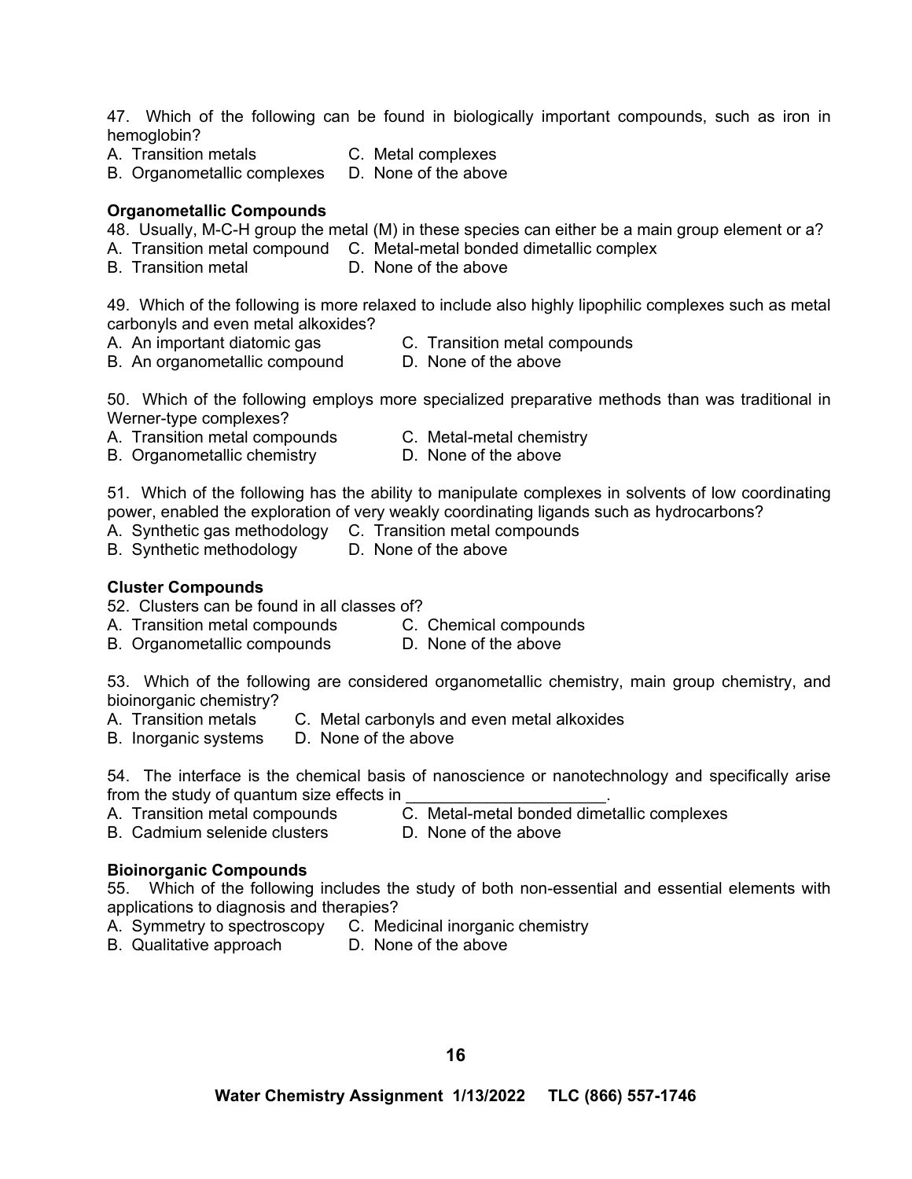47. Which of the following can be found in biologically important compounds, such as iron in hemoglobin?
A. Transition metals
B. Organometallic complexes
C. Metal complexes
D. None of the above

**Organometallic Compounds**

48. Usually, M-C-H group the metal (M) in these species can either be a main group element or a?
A. Transition metal compound
B. Transition metal
C. Metal-metal bonded dimetallic complex
D. None of the above

49. Which of the following is more relaxed to include also highly lipophilic complexes such as metal carbonyls and even metal alkoxides?
A. An important diatomic gas
B. An organometallic compound
C. Transition metal compounds
D. None of the above

50. Which of the following employs more specialized preparative methods than was traditional in Werner-type complexes?
A. Transition metal compounds
B. Organometallic chemistry
C. Metal-metal chemistry
D. None of the above

51. Which of the following has the ability to manipulate complexes in solvents of low coordinating power, enabled the exploration of very weakly coordinating ligands such as hydrocarbons?
A. Synthetic gas methodology
B. Synthetic methodology
C. Transition metal compounds
D. None of the above

**Cluster Compounds**

52. Clusters can be found in all classes of?
A. Transition metal compounds
B. Organometallic compounds
C. Chemical compounds
D. None of the above

53. Which of the following are considered organometallic chemistry, main group chemistry, and bioinorganic chemistry?
A. Transition metals
B. Inorganic systems
C. Metal carbonyls and even metal alkoxides
D. None of the above

54. The interface is the chemical basis of nanoscience or nanotechnology and specifically arise from the study of quantum size effects in ______________________.
A. Transition metal compounds
B. Cadmium selenide clusters
C. Metal-metal bonded dimetallic complexes
D. None of the above

**Bioinorganic Compounds**

55. Which of the following includes the study of both non-essential and essential elements with applications to diagnosis and therapies?
A. Symmetry to spectroscopy
B. Qualitative approach
C. Medicinal inorganic chemistry
D. None of the above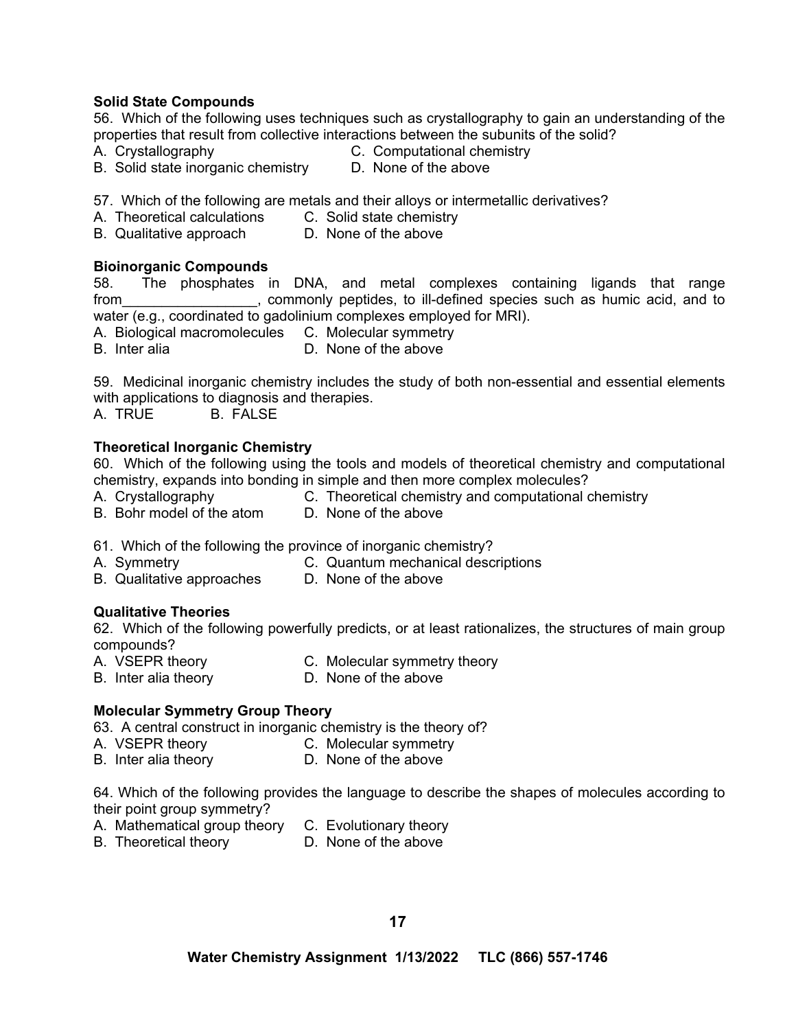**Solid State Compounds**

56. Which of the following uses techniques such as crystallography to gain an understanding of the properties that result from collective interactions between the subunits of the solid?

A. Crystallography
B. Solid state inorganic chemistry
C. Computational chemistry
D. None of the above

57. Which of the following are metals and their alloys or intermetallic derivatives?

A. Theoretical calculations
B. Qualitative approach
C. Solid state chemistry
D. None of the above

**Bioinorganic Compounds**

58. The phosphates in DNA, and metal complexes containing ligands that range from_________________, commonly peptides, to ill-defined species such as humic acid, and to water (e.g., coordinated to gadolinium complexes employed for MRI).

A. Biological macromolecules
B. Inter alia
C. Molecular symmetry
D. None of the above

59. Medicinal inorganic chemistry includes the study of both non-essential and essential elements with applications to diagnosis and therapies.

A. TRUE
B. FALSE

**Theoretical Inorganic Chemistry**

60. Which of the following using the tools and models of theoretical chemistry and computational chemistry, expands into bonding in simple and then more complex molecules?

A. Crystallography
B. Bohr model of the atom
C. Theoretical chemistry and computational chemistry
D. None of the above

61. Which of the following the province of inorganic chemistry?

A. Symmetry
B. Qualitative approaches
C. Quantum mechanical descriptions
D. None of the above

**Qualitative Theories**

62. Which of the following powerfully predicts, or at least rationalizes, the structures of main group compounds?

A. VSEPR theory
B. Inter alia theory
C. Molecular symmetry theory
D. None of the above

**Molecular Symmetry Group Theory**

63. A central construct in inorganic chemistry is the theory of?

A. VSEPR theory
B. Inter alia theory
C. Molecular symmetry
D. None of the above

64. Which of the following provides the language to describe the shapes of molecules according to their point group symmetry?

A. Mathematical group theory
B. Theoretical theory
C. Evolutionary theory
D. None of the above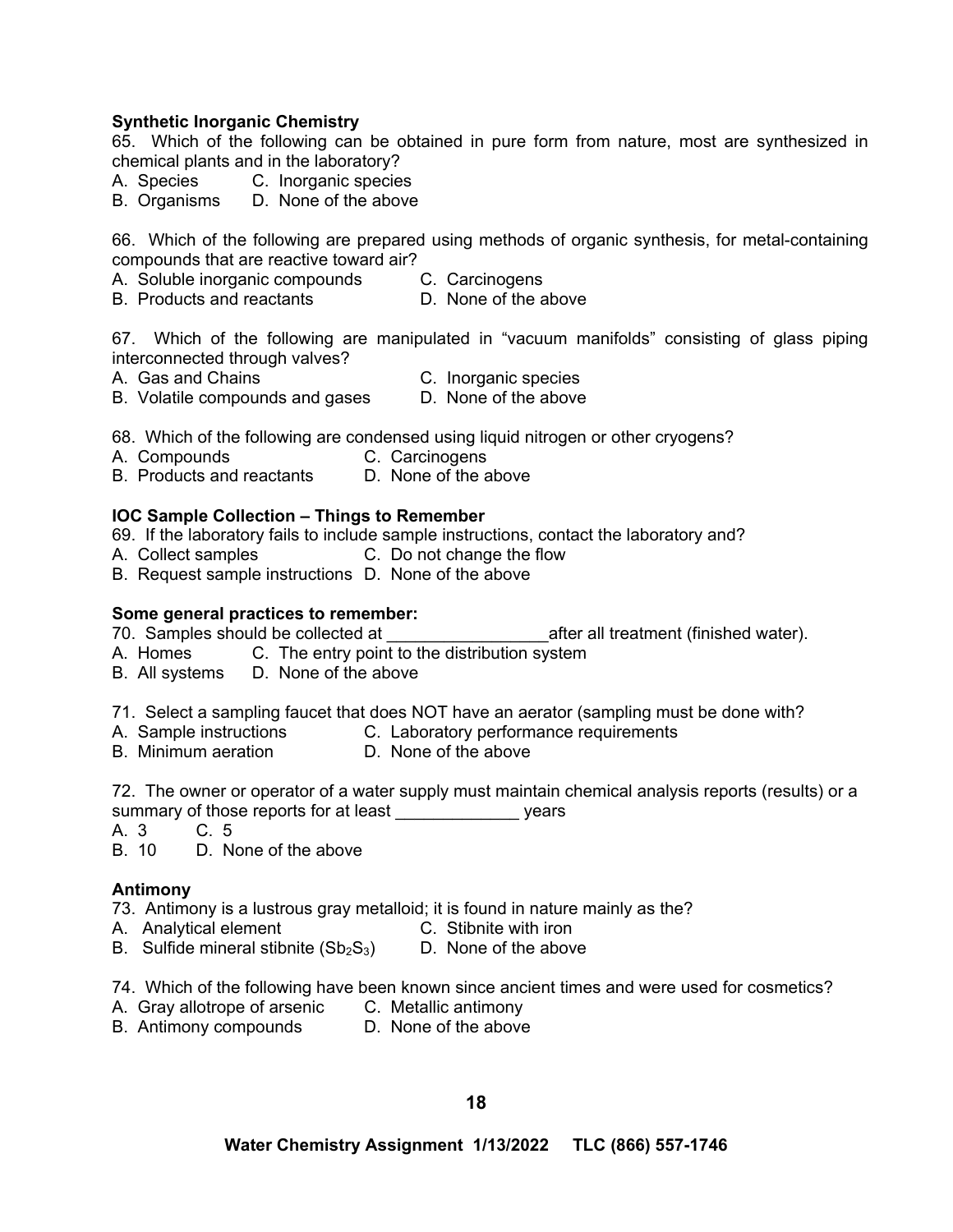**Synthetic Inorganic Chemistry**

65. Which of the following can be obtained in pure form from nature, most are synthesized in chemical plants and in the laboratory?

A. Species  C. Inorganic species
B. Organisms  D. None of the above

66. Which of the following are prepared using methods of organic synthesis, for metal-containing compounds that are reactive toward air?

A. Soluble inorganic compounds  C. Carcinogens
B. Products and reactants  D. None of the above

67. Which of the following are manipulated in “vacuum manifolds” consisting of glass piping interconnected through valves?

A. Gas and Chains  C. Inorganic species
B. Volatile compounds and gases  D. None of the above

68. Which of the following are condensed using liquid nitrogen or other cryogens?

A. Compounds  C. Carcinogens
B. Products and reactants  D. None of the above

**IOC Sample Collection – Things to Remember**

69. If the laboratory fails to include sample instructions, contact the laboratory and?

A. Collect samples  C. Do not change the flow
B. Request sample instructions  D. None of the above

**Some general practices to remember:**

70. Samples should be collected at _________________after all treatment (finished water).

A. Homes  C. The entry point to the distribution system
B. All systems  D. None of the above

71. Select a sampling faucet that does NOT have an aerator (sampling must be done with?

A. Sample instructions  C. Laboratory performance requirements
B. Minimum aeration  D. None of the above

72. The owner or operator of a water supply must maintain chemical analysis reports (results) or a summary of those reports for at least _____________ years

A. 3  C. 5
B. 10  D. None of the above

**Antimony**

73. Antimony is a lustrous gray metalloid; it is found in nature mainly as the?

A. Analytical element  C. Stibnite with iron
B. Sulfide mineral stibnite ($Sb_2S_3$)  D. None of the above

74. Which of the following have been known since ancient times and were used for cosmetics?

A. Gray allotrope of arsenic  C. Metallic antimony
B. Antimony compounds  D. None of the above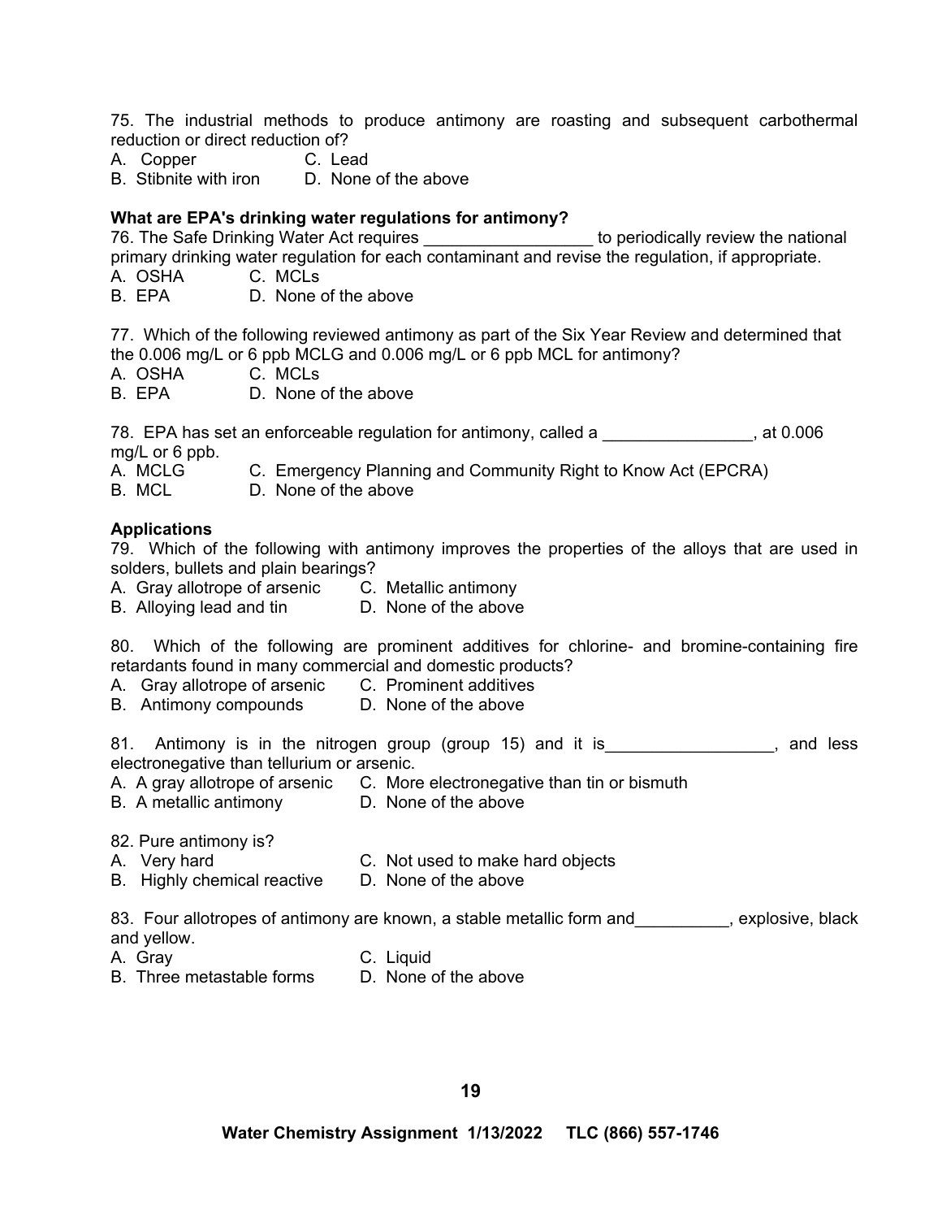75. The industrial methods to produce antimony are roasting and subsequent carbothermal reduction or direct reduction of?

A. Copper
B. Stibnite with iron
C. Lead
D. None of the above

**What are EPA's drinking water regulations for antimony?**

76. The Safe Drinking Water Act requires __________________ to periodically review the national primary drinking water regulation for each contaminant and revise the regulation, if appropriate.

A. OSHA
B. EPA
C. MCLs
D. None of the above

77. Which of the following reviewed antimony as part of the Six Year Review and determined that the 0.006 mg/L or 6 ppb MCLG and 0.006 mg/L or 6 ppb MCL for antimony?

A. OSHA
B. EPA
C. MCLs
D. None of the above

78. EPA has set an enforceable regulation for antimony, called a ________________, at 0.006 mg/L or 6 ppb.

A. MCLG
B. MCL
C. Emergency Planning and Community Right to Know Act (EPCRA)
D. None of the above

**Applications**

79. Which of the following with antimony improves the properties of the alloys that are used in solders, bullets and plain bearings?

A. Gray allotrope of arsenic
B. Alloying lead and tin
C. Metallic antimony
D. None of the above

80. Which of the following are prominent additives for chlorine- and bromine-containing fire retardants found in many commercial and domestic products?

A. Gray allotrope of arsenic
B. Antimony compounds
C. Prominent additives
D. None of the above

81. Antimony is in the nitrogen group (group 15) and it is__________________, and less electronegative than tellurium or arsenic.

A. A gray allotrope of arsenic
B. A metallic antimony
C. More electronegative than tin or bismuth
D. None of the above

82. Pure antimony is?

A. Very hard
B. Highly chemical reactive
C. Not used to make hard objects
D. None of the above

83. Four allotropes of antimony are known, a stable metallic form and__________, explosive, black and yellow.

A. Gray
B. Three metastable forms
C. Liquid
D. None of the above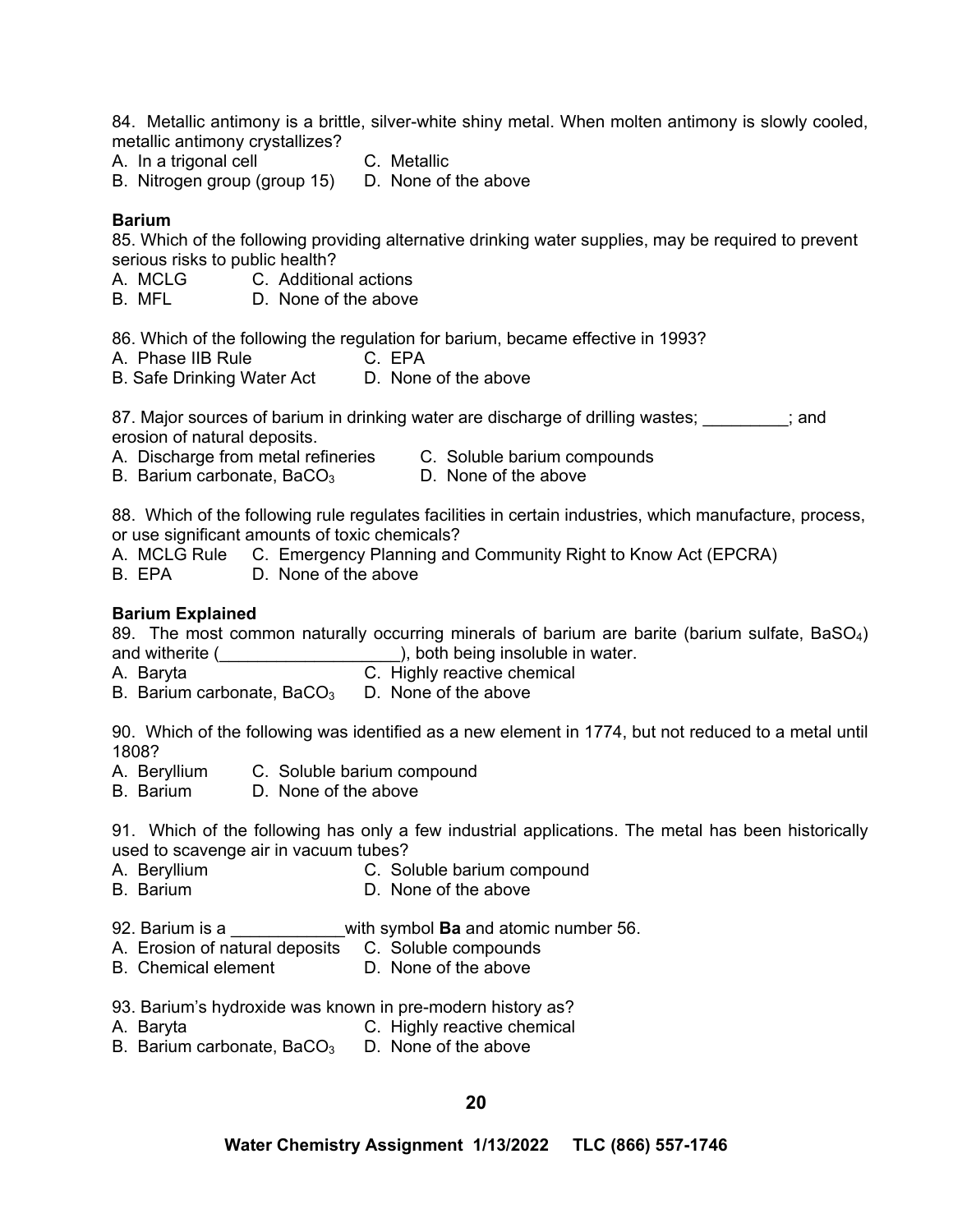84. Metallic antimony is a brittle, silver-white shiny metal. When molten antimony is slowly cooled, metallic antimony crystallizes?

A. In a trigonal cell  
B. Nitrogen group (group 15)  
C. Metallic  
D. None of the above

**Barium**

85. Which of the following providing alternative drinking water supplies, may be required to prevent serious risks to public health?

A. MCLG  
B. MFL  
C. Additional actions  
D. None of the above

86. Which of the following the regulation for barium, became effective in 1993?

A. Phase IIB Rule  
B. Safe Drinking Water Act  
C. EPA  
D. None of the above

87. Major sources of barium in drinking water are discharge of drilling wastes; _________; and erosion of natural deposits.

A. Discharge from metal refineries  
B. Barium carbonate, $BaCO_3$  
C. Soluble barium compounds  
D. None of the above

88. Which of the following rule regulates facilities in certain industries, which manufacture, process, or use significant amounts of toxic chemicals?

A. MCLG Rule  
B. EPA  
C. Emergency Planning and Community Right to Know Act (EPCRA)  
D. None of the above

**Barium Explained**

89. The most common naturally occurring minerals of barium are barite (barium sulfate, $BaSO_4$) and witherite (___________________), both being insoluble in water.

A. Baryta  
B. Barium carbonate, $BaCO_3$  
C. Highly reactive chemical  
D. None of the above

90. Which of the following was identified as a new element in 1774, but not reduced to a metal until 1808?

A. Beryllium  
B. Barium  
C. Soluble barium compound  
D. None of the above

91. Which of the following has only a few industrial applications. The metal has been historically used to scavenge air in vacuum tubes?

A. Beryllium  
B. Barium  
C. Soluble barium compound  
D. None of the above

92. Barium is a ____________with symbol **Ba** and atomic number 56.

A. Erosion of natural deposits  
B. Chemical element  
C. Soluble compounds  
D. None of the above

93. Barium's hydroxide was known in pre-modern history as?

A. Baryta  
B. Barium carbonate, $BaCO_3$  
C. Highly reactive chemical  
D. None of the above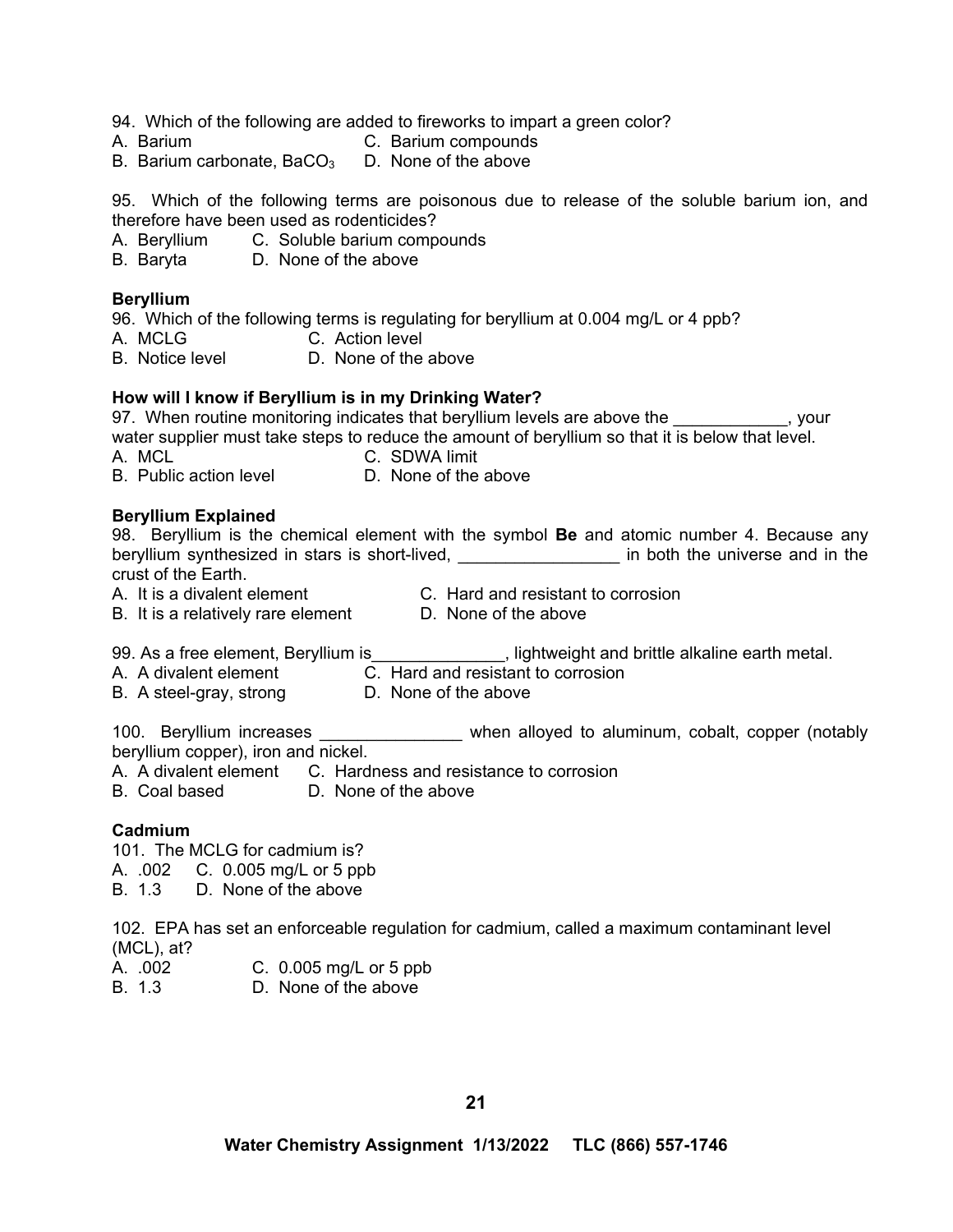94. Which of the following are added to fireworks to impart a green color?
A. Barium C. Barium compounds
B. Barium carbonate, $BaCO_3$ D. None of the above

95. Which of the following terms are poisonous due to release of the soluble barium ion, and therefore have been used as rodenticides?
A. Beryllium C. Soluble barium compounds
B. Baryta D. None of the above

**Beryllium**

96. Which of the following terms is regulating for beryllium at 0.004 mg/L or 4 ppb?
A. MCLG C. Action level
B. Notice level D. None of the above

**How will I know if Beryllium is in my Drinking Water?**

97. When routine monitoring indicates that beryllium levels are above the ____________, your water supplier must take steps to reduce the amount of beryllium so that it is below that level.
A. MCL C. SDWA limit
B. Public action level D. None of the above

**Beryllium Explained**

98. Beryllium is the chemical element with the symbol **Be** and atomic number 4. Because any beryllium synthesized in stars is short-lived, _________________ in both the universe and in the crust of the Earth.
A. It is a divalent element C. Hard and resistant to corrosion
B. It is a relatively rare element D. None of the above

99. As a free element, Beryllium is______________, lightweight and brittle alkaline earth metal.
A. A divalent element C. Hard and resistant to corrosion
B. A steel-gray, strong D. None of the above

100. Beryllium increases _______________ when alloyed to aluminum, cobalt, copper (notably beryllium copper), iron and nickel.
A. A divalent element C. Hardness and resistance to corrosion
B. Coal based D. None of the above

**Cadmium**

101. The MCLG for cadmium is?
A. .002 C. 0.005 mg/L or 5 ppb
B. 1.3 D. None of the above

102. EPA has set an enforceable regulation for cadmium, called a maximum contaminant level (MCL), at?
A. .002 C. 0.005 mg/L or 5 ppb
B. 1.3 D. None of the above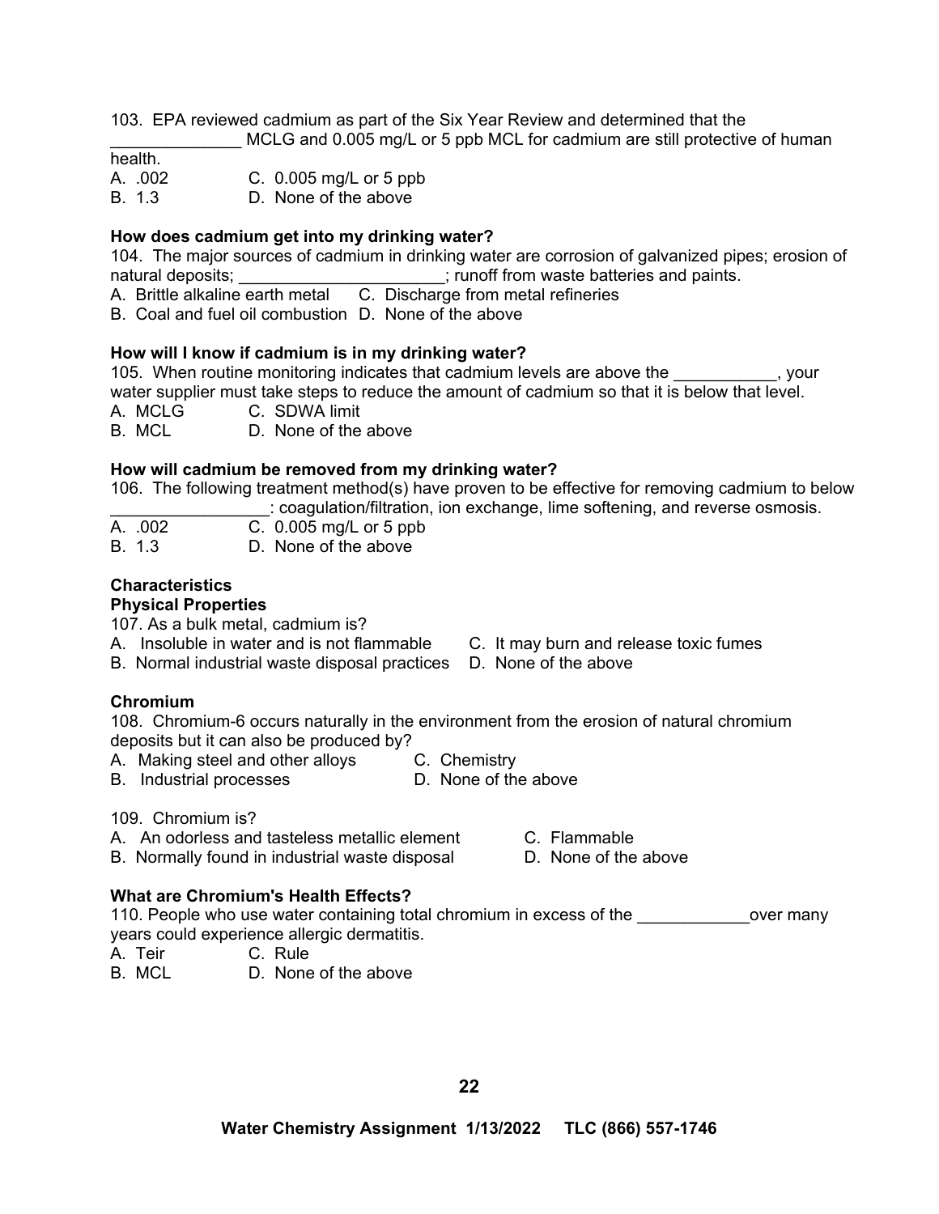103. EPA reviewed cadmium as part of the Six Year Review and determined that the ______________ MCLG and 0.005 mg/L or 5 ppb MCL for cadmium are still protective of human health.

A. .002  
B. 1.3  
C. 0.005 mg/L or 5 ppb  
D. None of the above

**How does cadmium get into my drinking water?**

104. The major sources of cadmium in drinking water are corrosion of galvanized pipes; erosion of natural deposits; ______________________; runoff from waste batteries and paints.

A. Brittle alkaline earth metal  
B. Coal and fuel oil combustion  
C. Discharge from metal refineries  
D. None of the above

**How will I know if cadmium is in my drinking water?**

105. When routine monitoring indicates that cadmium levels are above the ___________, your water supplier must take steps to reduce the amount of cadmium so that it is below that level.

A. MCLG  
B. MCL  
C. SDWA limit  
D. None of the above

**How will cadmium be removed from my drinking water?**

106. The following treatment method(s) have proven to be effective for removing cadmium to below ________________: coagulation/filtration, ion exchange, lime softening, and reverse osmosis.

A. .002  
B. 1.3  
C. 0.005 mg/L or 5 ppb  
D. None of the above

**Characteristics**

**Physical Properties**

107. As a bulk metal, cadmium is?

A. Insoluble in water and is not flammable  
B. Normal industrial waste disposal practices  
C. It may burn and release toxic fumes  
D. None of the above

**Chromium**

108. Chromium-6 occurs naturally in the environment from the erosion of natural chromium deposits but it can also be produced by?

A. Making steel and other alloys  
B. Industrial processes  
C. Chemistry  
D. None of the above

109. Chromium is?

A. An odorless and tasteless metallic element  
B. Normally found in industrial waste disposal  
C. Flammable  
D. None of the above

**What are Chromium's Health Effects?**

110. People who use water containing total chromium in excess of the ____________over many years could experience allergic dermatitis.

A. Teir  
B. MCL  
C. Rule  
D. None of the above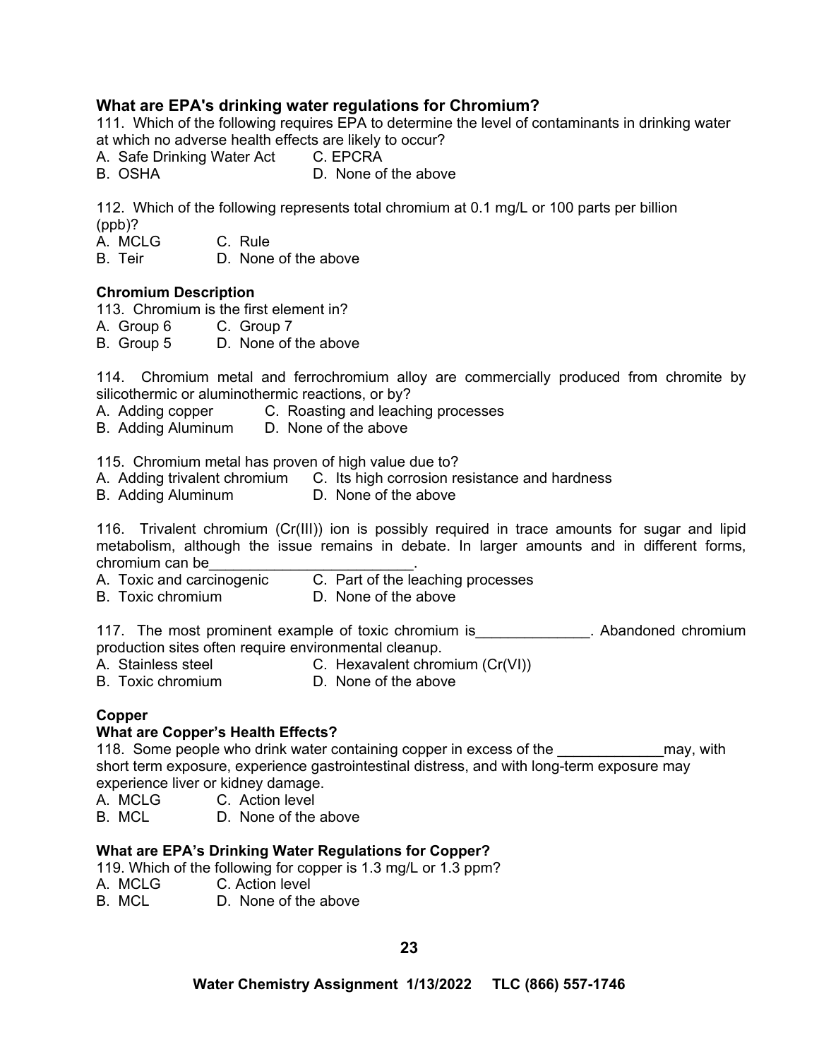### What are EPA's drinking water regulations for Chromium?

111. Which of the following requires EPA to determine the level of contaminants in drinking water at which no adverse health effects are likely to occur?
A. Safe Drinking Water Act  C. EPCRA
B. OSHA  D. None of the above

112. Which of the following represents total chromium at 0.1 mg/L or 100 parts per billion (ppb)?
A. MCLG  C. Rule
B. Teir  D. None of the above

### Chromium Description

113. Chromium is the first element in?
A. Group 6  C. Group 7
B. Group 5  D. None of the above

114. Chromium metal and ferrochromium alloy are commercially produced from chromite by silicothermic or aluminothermic reactions, or by?
A. Adding copper  C. Roasting and leaching processes
B. Adding Aluminum  D. None of the above

115. Chromium metal has proven of high value due to?
A. Adding trivalent chromium  C. Its high corrosion resistance and hardness
B. Adding Aluminum  D. None of the above

116. Trivalent chromium (Cr(III)) ion is possibly required in trace amounts for sugar and lipid metabolism, although the issue remains in debate. In larger amounts and in different forms, chromium can be_________________________.
A. Toxic and carcinogenic  C. Part of the leaching processes
B. Toxic chromium  D. None of the above

117. The most prominent example of toxic chromium is______________. Abandoned chromium production sites often require environmental cleanup.
A. Stainless steel  C. Hexavalent chromium (Cr(VI))
B. Toxic chromium  D. None of the above

### Copper

### What are Copper's Health Effects?

118. Some people who drink water containing copper in excess of the _____________may, with short term exposure, experience gastrointestinal distress, and with long-term exposure may experience liver or kidney damage.
A. MCLG  C. Action level
B. MCL  D. None of the above

### What are EPA's Drinking Water Regulations for Copper?

119. Which of the following for copper is 1.3 mg/L or 1.3 ppm?
A. MCLG  C. Action level
B. MCL  D. None of the above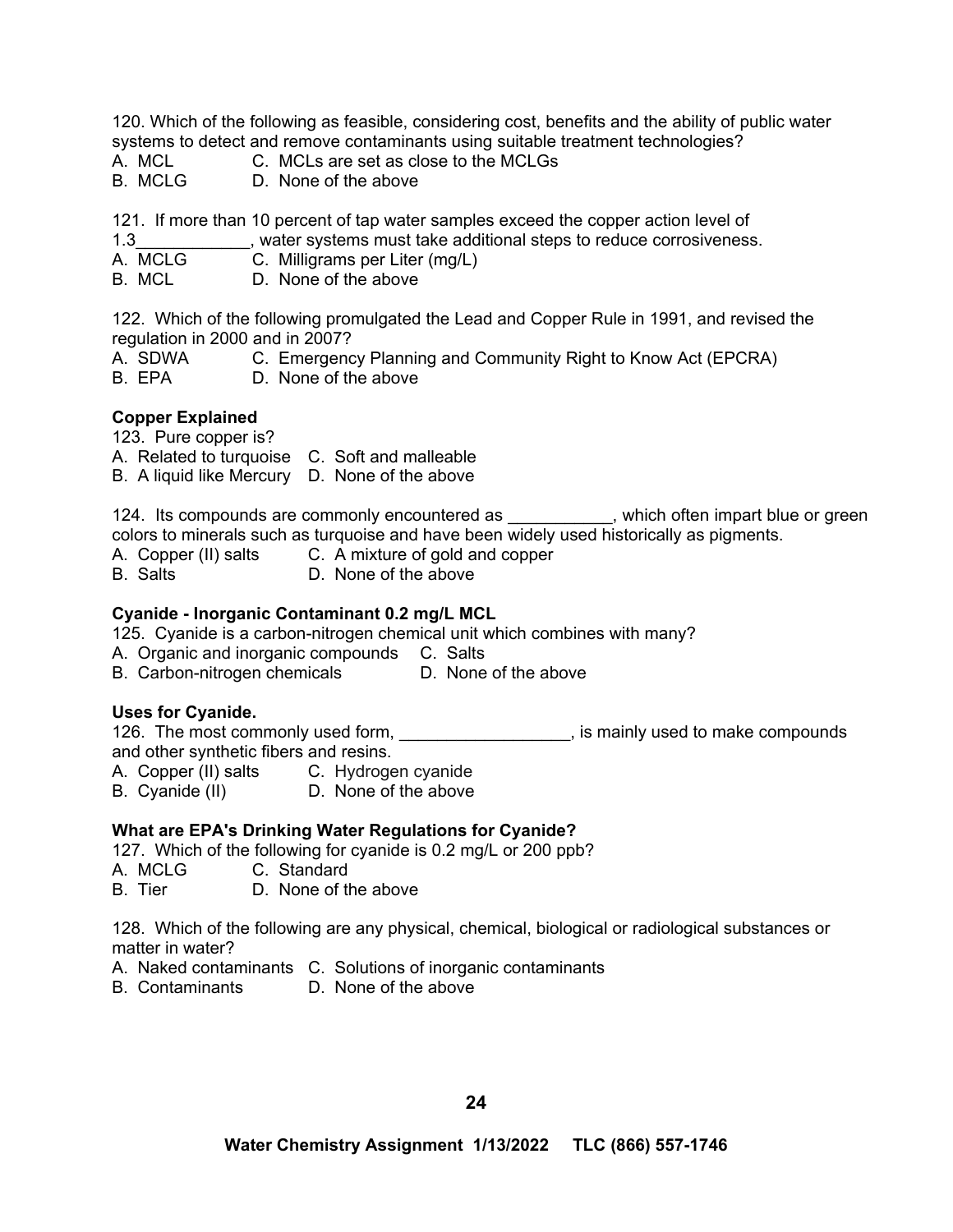120. Which of the following as feasible, considering cost, benefits and the ability of public water systems to detect and remove contaminants using suitable treatment technologies?

A. MCL  C. MCLs are set as close to the MCLGs  
B. MCLG  D. None of the above

121. If more than 10 percent of tap water samples exceed the copper action level of 1.3____________, water systems must take additional steps to reduce corrosiveness.

A. MCLG  C. Milligrams per Liter (mg/L)  
B. MCL  D. None of the above

122. Which of the following promulgated the Lead and Copper Rule in 1991, and revised the regulation in 2000 and in 2007?

A. SDWA  C. Emergency Planning and Community Right to Know Act (EPCRA)  
B. EPA  D. None of the above

**Copper Explained**

123. Pure copper is?

A. Related to turquoise  C. Soft and malleable  
B. A liquid like Mercury  D. None of the above

124. Its compounds are commonly encountered as ___________, which often impart blue or green colors to minerals such as turquoise and have been widely used historically as pigments.

A. Copper (II) salts  C. A mixture of gold and copper  
B. Salts  D. None of the above

**Cyanide - Inorganic Contaminant 0.2 mg/L MCL**

125. Cyanide is a carbon-nitrogen chemical unit which combines with many?

A. Organic and inorganic compounds  C. Salts  
B. Carbon-nitrogen chemicals  D. None of the above

**Uses for Cyanide.**

126. The most commonly used form, __________________, is mainly used to make compounds and other synthetic fibers and resins.

A. Copper (II) salts  C. Hydrogen cyanide  
B. Cyanide (II)  D. None of the above

**What are EPA's Drinking Water Regulations for Cyanide?**

127. Which of the following for cyanide is 0.2 mg/L or 200 ppb?

A. MCLG  C. Standard  
B. Tier  D. None of the above

128. Which of the following are any physical, chemical, biological or radiological substances or matter in water?

A. Naked contaminants  C. Solutions of inorganic contaminants  
B. Contaminants  D. None of the above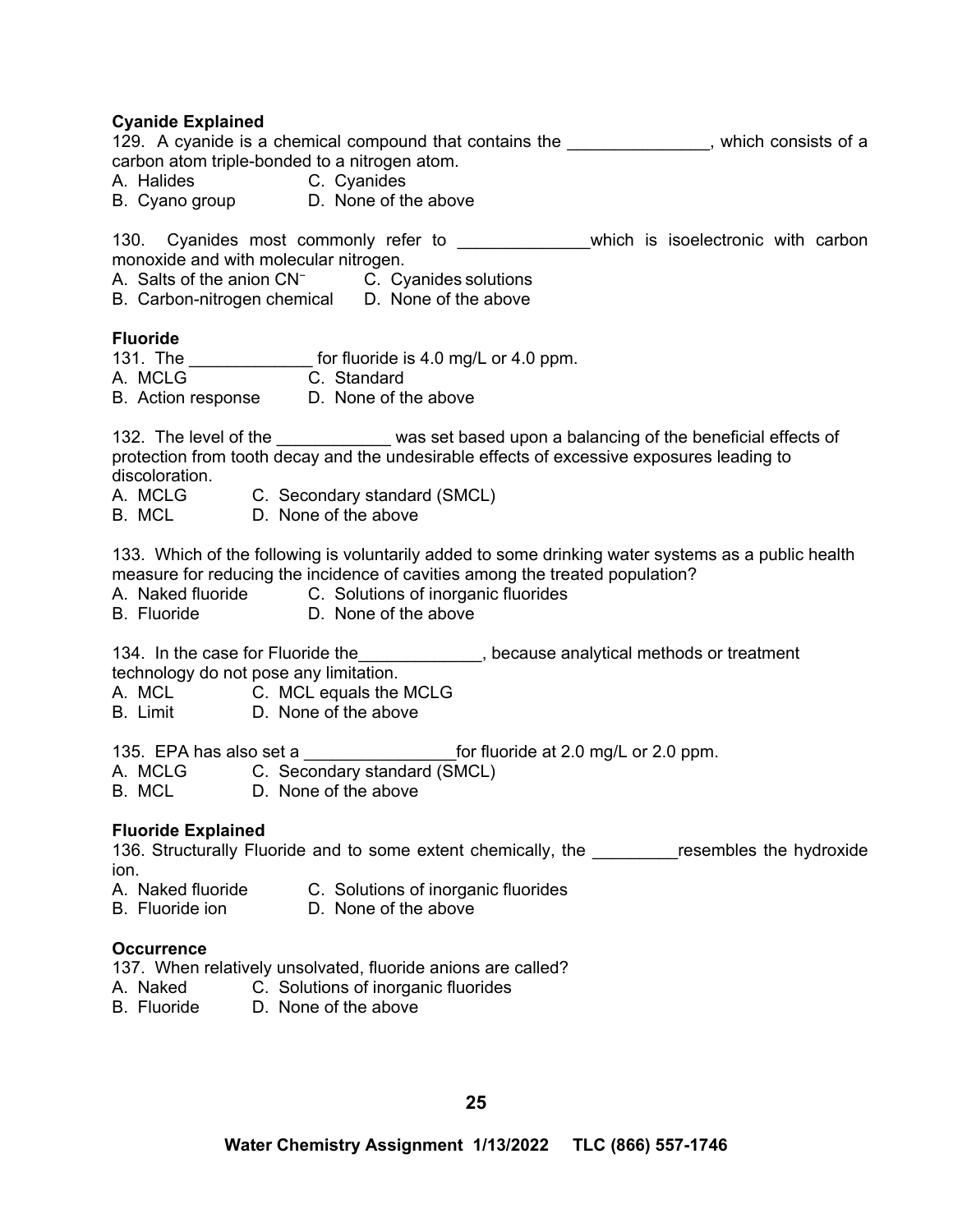**Cyanide Explained**

129. A cyanide is a chemical compound that contains the _______________, which consists of a carbon atom triple-bonded to a nitrogen atom.

A. Halides C. Cyanides
B. Cyano group D. None of the above

130. Cyanides most commonly refer to ______________which is isoelectronic with carbon monoxide and with molecular nitrogen.

A. Salts of the anion $CN^-$ C. Cyanides solutions
B. Carbon-nitrogen chemical D. None of the above

**Fluoride**

131. The _____________ for fluoride is 4.0 mg/L or 4.0 ppm.

A. MCLG C. Standard
B. Action response D. None of the above

132. The level of the ____________ was set based upon a balancing of the beneficial effects of protection from tooth decay and the undesirable effects of excessive exposures leading to discoloration.

A. MCLG C. Secondary standard (SMCL)
B. MCL D. None of the above

133. Which of the following is voluntarily added to some drinking water systems as a public health measure for reducing the incidence of cavities among the treated population?

A. Naked fluoride C. Solutions of inorganic fluorides
B. Fluoride D. None of the above

134. In the case for Fluoride the_____________, because analytical methods or treatment technology do not pose any limitation.

A. MCL C. MCL equals the MCLG
B. Limit D. None of the above

135. EPA has also set a ________________for fluoride at 2.0 mg/L or 2.0 ppm.

A. MCLG C. Secondary standard (SMCL)
B. MCL D. None of the above

**Fluoride Explained**

136. Structurally Fluoride and to some extent chemically, the _________resembles the hydroxide ion.

A. Naked fluoride C. Solutions of inorganic fluorides
B. Fluoride ion D. None of the above

**Occurrence**

137. When relatively unsolvated, fluoride anions are called?

A. Naked C. Solutions of inorganic fluorides
B. Fluoride D. None of the above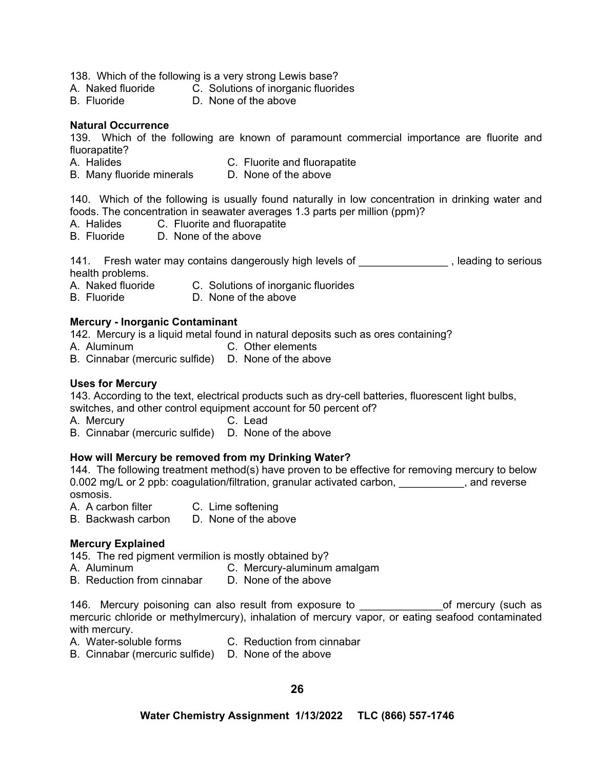138. Which of the following is a very strong Lewis base?

A. Naked fluoride  C. Solutions of inorganic fluorides
B. Fluoride  D. None of the above

**Natural Occurrence**

139. Which of the following are known of paramount commercial importance are fluorite and fluorapatite?

A. Halides  C. Fluorite and fluorapatite
B. Many fluoride minerals  D. None of the above

140. Which of the following is usually found naturally in low concentration in drinking water and foods. The concentration in seawater averages 1.3 parts per million (ppm)?

A. Halides  C. Fluorite and fluorapatite
B. Fluoride  D. None of the above

141. Fresh water may contains dangerously high levels of _______________ , leading to serious health problems.

A. Naked fluoride  C. Solutions of inorganic fluorides
B. Fluoride  D. None of the above

**Mercury - Inorganic Contaminant**

142. Mercury is a liquid metal found in natural deposits such as ores containing?

A. Aluminum  C. Other elements
B. Cinnabar (mercuric sulfide)  D. None of the above

**Uses for Mercury**

143. According to the text, electrical products such as dry-cell batteries, fluorescent light bulbs, switches, and other control equipment account for 50 percent of?

A. Mercury  C. Lead
B. Cinnabar (mercuric sulfide)  D. None of the above

**How will Mercury be removed from my Drinking Water?**

144. The following treatment method(s) have proven to be effective for removing mercury to below 0.002 mg/L or 2 ppb: coagulation/filtration, granular activated carbon, ___________, and reverse osmosis.

A. A carbon filter  C. Lime softening
B. Backwash carbon  D. None of the above

**Mercury Explained**

145. The red pigment vermilion is mostly obtained by?

A. Aluminum  C. Mercury-aluminum amalgam
B. Reduction from cinnabar  D. None of the above

146. Mercury poisoning can also result from exposure to ______________of mercury (such as mercuric chloride or methylmercury), inhalation of mercury vapor, or eating seafood contaminated with mercury.

A. Water-soluble forms  C. Reduction from cinnabar
B. Cinnabar (mercuric sulfide)  D. None of the above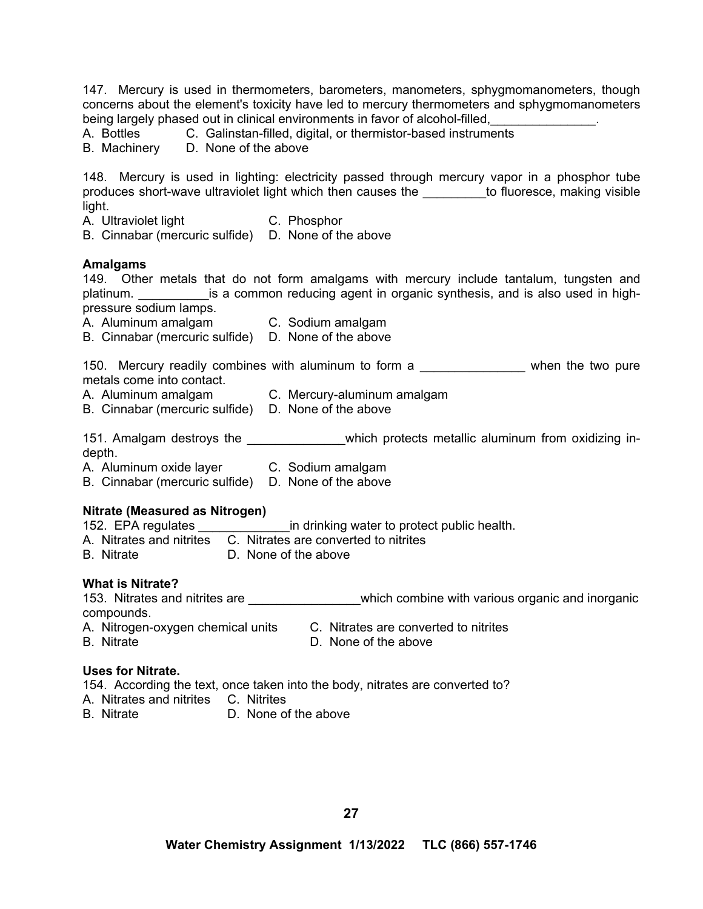147. Mercury is used in thermometers, barometers, manometers, sphygmomanometers, though concerns about the element's toxicity have led to mercury thermometers and sphygmomanometers being largely phased out in clinical environments in favor of alcohol-filled,_______________.

A. Bottles
B. Machinery
C. Galinstan-filled, digital, or thermistor-based instruments
D. None of the above

148. Mercury is used in lighting: electricity passed through mercury vapor in a phosphor tube produces short-wave ultraviolet light which then causes the _________to fluoresce, making visible light.

A. Ultraviolet light
B. Cinnabar (mercuric sulfide)
C. Phosphor
D. None of the above

**Amalgams**

149. Other metals that do not form amalgams with mercury include tantalum, tungsten and platinum. __________is a common reducing agent in organic synthesis, and is also used in high-pressure sodium lamps.

A. Aluminum amalgam
B. Cinnabar (mercuric sulfide)
C. Sodium amalgam
D. None of the above

150. Mercury readily combines with aluminum to form a _______________ when the two pure metals come into contact.

A. Aluminum amalgam
B. Cinnabar (mercuric sulfide)
C. Mercury-aluminum amalgam
D. None of the above

151. Amalgam destroys the ______________which protects metallic aluminum from oxidizing in-depth.

A. Aluminum oxide layer
B. Cinnabar (mercuric sulfide)
C. Sodium amalgam
D. None of the above

**Nitrate (Measured as Nitrogen)**

152. EPA regulates _____________in drinking water to protect public health.

A. Nitrates and nitrites
B. Nitrate
C. Nitrates are converted to nitrites
D. None of the above

**What is Nitrate?**

153. Nitrates and nitrites are ________________which combine with various organic and inorganic compounds.

A. Nitrogen-oxygen chemical units
B. Nitrate
C. Nitrates are converted to nitrites
D. None of the above

**Uses for Nitrate.**

154. According the text, once taken into the body, nitrates are converted to?

A. Nitrates and nitrites
B. Nitrate
C. Nitrites
D. None of the above

Water Chemistry Assignment 1/13/2022 TLC (866) 557-1746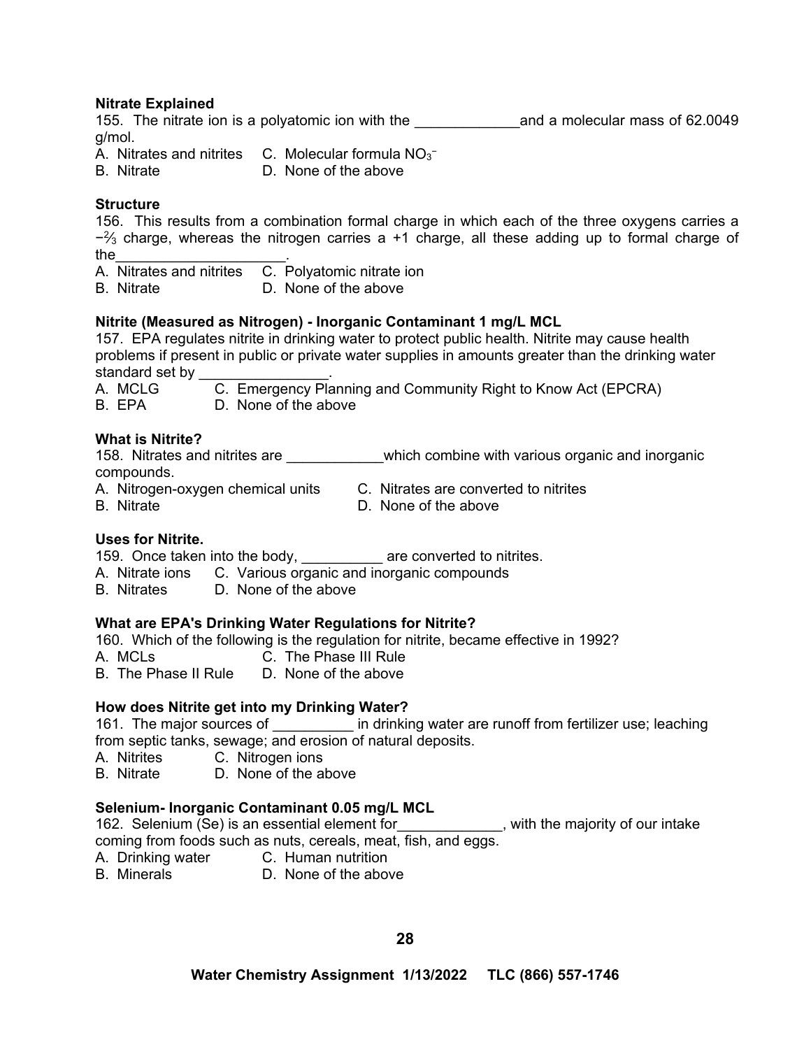**Nitrate Explained**

155. The nitrate ion is a polyatomic ion with the _____________and a molecular mass of 62.0049 g/mol.

A. Nitrates and nitrites
B. Nitrate
C. Molecular formula $NO_3^-$
D. None of the above

**Structure**

156. This results from a combination formal charge in which each of the three oxygens carries a $-\frac{2}{3}$ charge, whereas the nitrogen carries a +1 charge, all these adding up to formal charge of the_____________________.

A. Nitrates and nitrites
B. Nitrate
C. Polyatomic nitrate ion
D. None of the above

**Nitrite (Measured as Nitrogen) - Inorganic Contaminant 1 mg/L MCL**

157. EPA regulates nitrite in drinking water to protect public health. Nitrite may cause health problems if present in public or private water supplies in amounts greater than the drinking water standard set by ________________.

A. MCLG
B. EPA
C. Emergency Planning and Community Right to Know Act (EPCRA)
D. None of the above

**What is Nitrite?**

158. Nitrates and nitrites are ____________which combine with various organic and inorganic compounds.

A. Nitrogen-oxygen chemical units
B. Nitrate
C. Nitrates are converted to nitrites
D. None of the above

**Uses for Nitrite.**

159. Once taken into the body, __________ are converted to nitrites.

A. Nitrate ions
B. Nitrates
C. Various organic and inorganic compounds
D. None of the above

**What are EPA's Drinking Water Regulations for Nitrite?**

160. Which of the following is the regulation for nitrite, became effective in 1992?

A. MCLs
B. The Phase II Rule
C. The Phase III Rule
D. None of the above

**How does Nitrite get into my Drinking Water?**

161. The major sources of __________ in drinking water are runoff from fertilizer use; leaching from septic tanks, sewage; and erosion of natural deposits.

A. Nitrites
B. Nitrate
C. Nitrogen ions
D. None of the above

**Selenium- Inorganic Contaminant 0.05 mg/L MCL**

162. Selenium (Se) is an essential element for_____________, with the majority of our intake coming from foods such as nuts, cereals, meat, fish, and eggs.

A. Drinking water
B. Minerals
C. Human nutrition
D. None of the above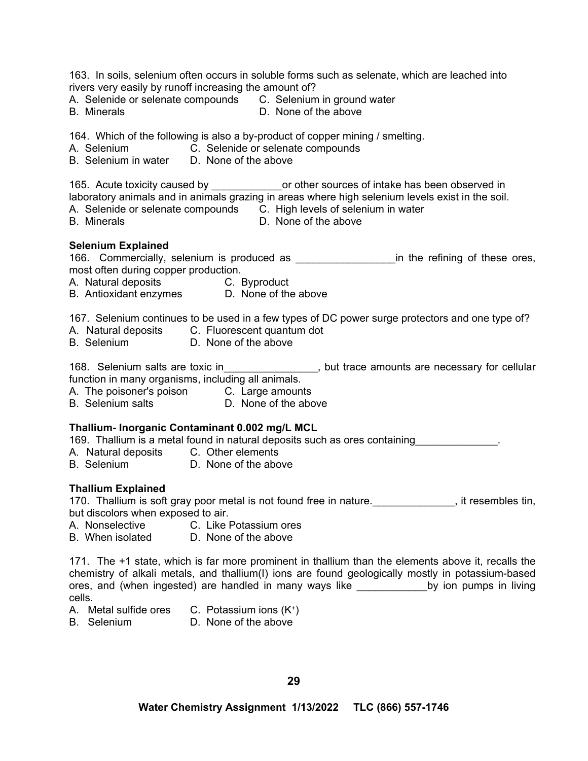163. In soils, selenium often occurs in soluble forms such as selenate, which are leached into rivers very easily by runoff increasing the amount of?
A. Selenide or selenate compounds
B. Minerals
C. Selenium in ground water
D. None of the above

164. Which of the following is also a by-product of copper mining / smelting.
A. Selenium
B. Selenium in water
C. Selenide or selenate compounds
D. None of the above

165. Acute toxicity caused by ____________or other sources of intake has been observed in laboratory animals and in animals grazing in areas where high selenium levels exist in the soil.
A. Selenide or selenate compounds
B. Minerals
C. High levels of selenium in water
D. None of the above

**Selenium Explained**

166. Commercially, selenium is produced as _________________in the refining of these ores, most often during copper production.
A. Natural deposits
B. Antioxidant enzymes
C. Byproduct
D. None of the above

167. Selenium continues to be used in a few types of DC power surge protectors and one type of?
A. Natural deposits
B. Selenium
C. Fluorescent quantum dot
D. None of the above

168. Selenium salts are toxic in________________, but trace amounts are necessary for cellular function in many organisms, including all animals.
A. The poisoner's poison
B. Selenium salts
C. Large amounts
D. None of the above

**Thallium- Inorganic Contaminant 0.002 mg/L MCL**

169. Thallium is a metal found in natural deposits such as ores containing______________.
A. Natural deposits
B. Selenium
C. Other elements
D. None of the above

**Thallium Explained**

170. Thallium is soft gray poor metal is not found free in nature.______________, it resembles tin, but discolors when exposed to air.
A. Nonselective
B. When isolated
C. Like Potassium ores
D. None of the above

171. The +1 state, which is far more prominent in thallium than the elements above it, recalls the chemistry of alkali metals, and thallium(I) ions are found geologically mostly in potassium-based ores, and (when ingested) are handled in many ways like ____________by ion pumps in living cells.
A. Metal sulfide ores
B. Selenium
C. Potassium ions ($K^+$)
D. None of the above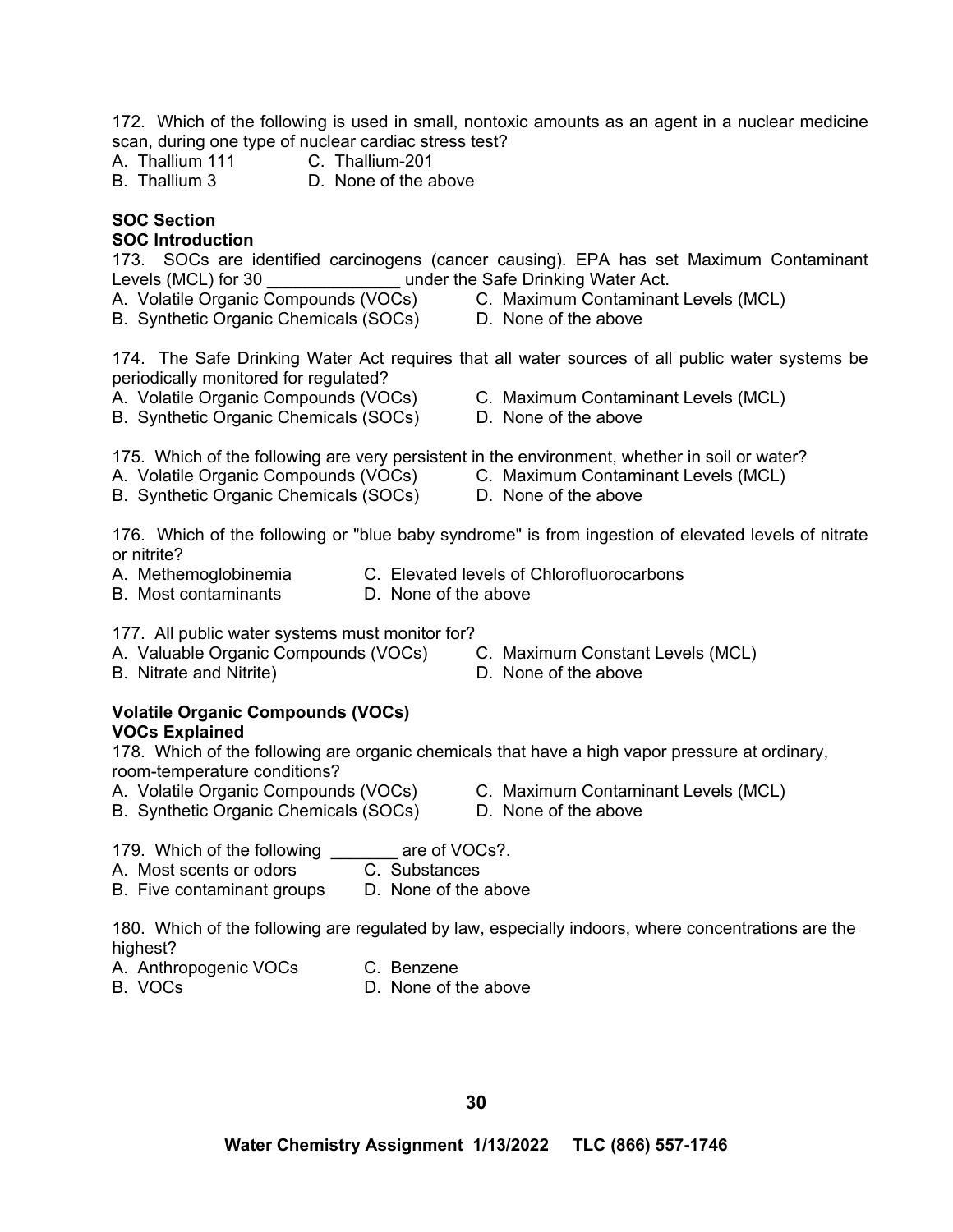172. Which of the following is used in small, nontoxic amounts as an agent in a nuclear medicine scan, during one type of nuclear cardiac stress test?
A. Thallium 111
B. Thallium 3
C. Thallium-201
D. None of the above

**SOC Section**
**SOC Introduction**

173. SOCs are identified carcinogens (cancer causing). EPA has set Maximum Contaminant Levels (MCL) for 30 ______________ under the Safe Drinking Water Act.
A. Volatile Organic Compounds (VOCs)
B. Synthetic Organic Chemicals (SOCs)
C. Maximum Contaminant Levels (MCL)
D. None of the above

174. The Safe Drinking Water Act requires that all water sources of all public water systems be periodically monitored for regulated?
A. Volatile Organic Compounds (VOCs)
B. Synthetic Organic Chemicals (SOCs)
C. Maximum Contaminant Levels (MCL)
D. None of the above

175. Which of the following are very persistent in the environment, whether in soil or water?
A. Volatile Organic Compounds (VOCs)
B. Synthetic Organic Chemicals (SOCs)
C. Maximum Contaminant Levels (MCL)
D. None of the above

176. Which of the following or "blue baby syndrome" is from ingestion of elevated levels of nitrate or nitrite?
A. Methemoglobinemia
B. Most contaminants
C. Elevated levels of Chlorofluorocarbons
D. None of the above

177. All public water systems must monitor for?
A. Valuable Organic Compounds (VOCs)
B. Nitrate and Nitrite)
C. Maximum Constant Levels (MCL)
D. None of the above

**Volatile Organic Compounds (VOCs)**
**VOCs Explained**

178. Which of the following are organic chemicals that have a high vapor pressure at ordinary, room-temperature conditions?
A. Volatile Organic Compounds (VOCs)
B. Synthetic Organic Chemicals (SOCs)
C. Maximum Contaminant Levels (MCL)
D. None of the above

179. Which of the following _______ are of VOCs?.
A. Most scents or odors
B. Five contaminant groups
C. Substances
D. None of the above

180. Which of the following are regulated by law, especially indoors, where concentrations are the highest?
A. Anthropogenic VOCs
B. VOCs
C. Benzene
D. None of the above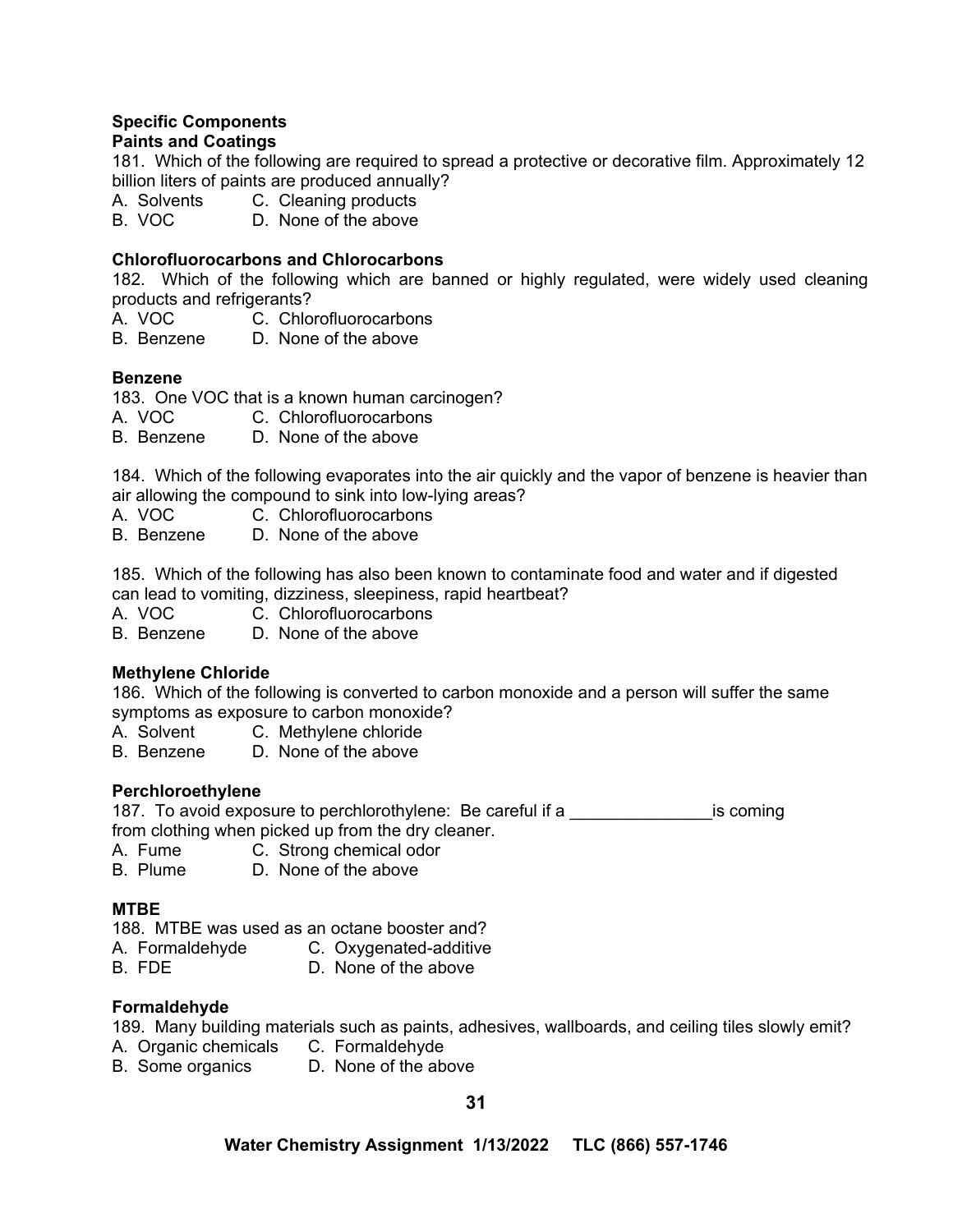**Specific Components**

**Paints and Coatings**

181. Which of the following are required to spread a protective or decorative film. Approximately 12 billion liters of paints are produced annually?
A. Solvents C. Cleaning products
B. VOC D. None of the above

**Chlorofluorocarbons and Chlorocarbons**

182. Which of the following which are banned or highly regulated, were widely used cleaning products and refrigerants?
A. VOC C. Chlorofluorocarbons
B. Benzene D. None of the above

**Benzene**

183. One VOC that is a known human carcinogen?
A. VOC C. Chlorofluorocarbons
B. Benzene D. None of the above

184. Which of the following evaporates into the air quickly and the vapor of benzene is heavier than air allowing the compound to sink into low-lying areas?
A. VOC C. Chlorofluorocarbons
B. Benzene D. None of the above

185. Which of the following has also been known to contaminate food and water and if digested can lead to vomiting, dizziness, sleepiness, rapid heartbeat?
A. VOC C. Chlorofluorocarbons
B. Benzene D. None of the above

**Methylene Chloride**

186. Which of the following is converted to carbon monoxide and a person will suffer the same symptoms as exposure to carbon monoxide?
A. Solvent C. Methylene chloride
B. Benzene D. None of the above

**Perchloroethylene**

187. To avoid exposure to perchlorothylene: Be careful if a _______________is coming from clothing when picked up from the dry cleaner.
A. Fume C. Strong chemical odor
B. Plume D. None of the above

**MTBE**

188. MTBE was used as an octane booster and?
A. Formaldehyde C. Oxygenated-additive
B. FDE D. None of the above

**Formaldehyde**

189. Many building materials such as paints, adhesives, wallboards, and ceiling tiles slowly emit?
A. Organic chemicals C. Formaldehyde
B. Some organics D. None of the above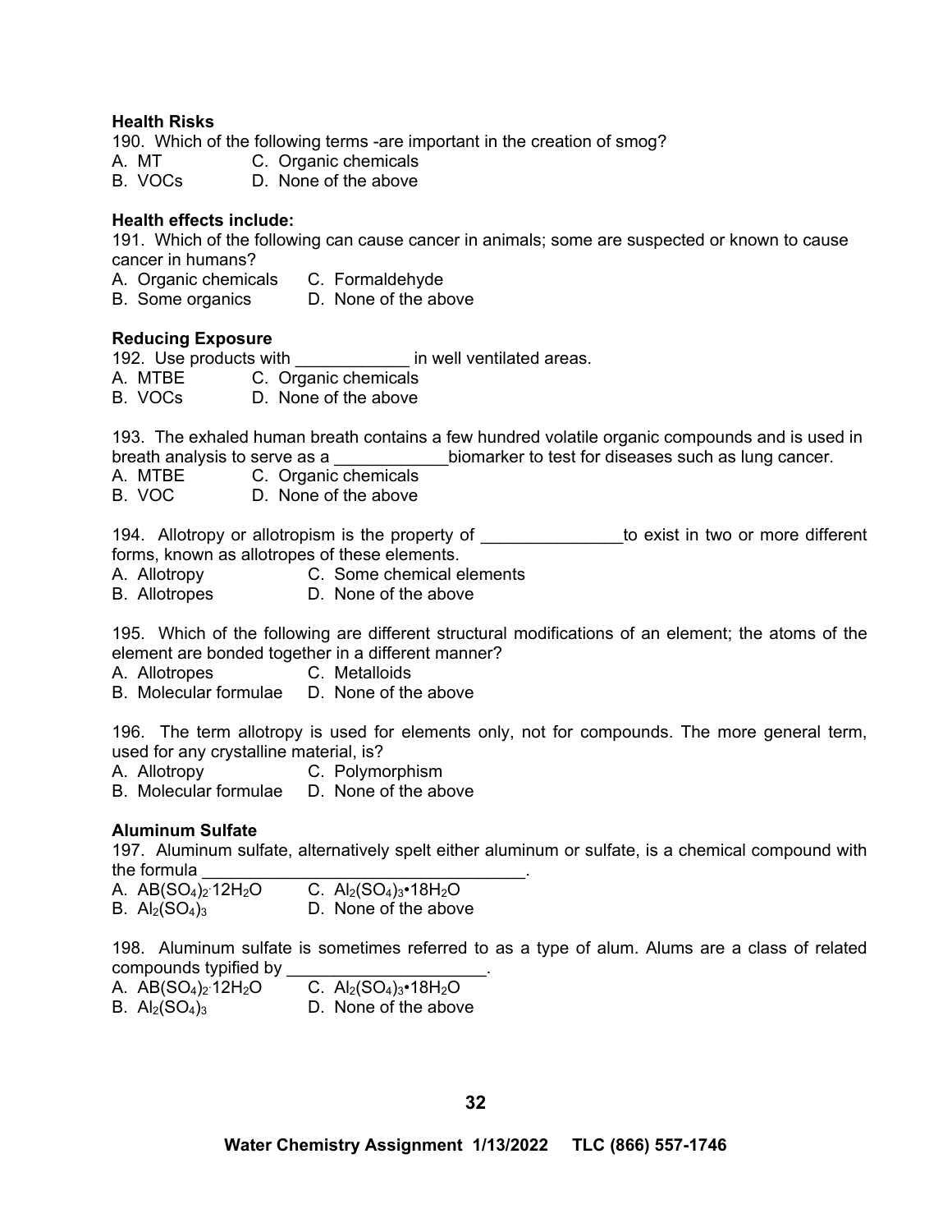**Health Risks**

190. Which of the following terms -are important in the creation of smog?
A. MT  C. Organic chemicals
B. VOCs  D. None of the above

**Health effects include:**

191. Which of the following can cause cancer in animals; some are suspected or known to cause cancer in humans?
A. Organic chemicals  C. Formaldehyde
B. Some organics  D. None of the above

**Reducing Exposure**

192. Use products with ____________ in well ventilated areas.
A. MTBE  C. Organic chemicals
B. VOCs  D. None of the above

193. The exhaled human breath contains a few hundred volatile organic compounds and is used in breath analysis to serve as a ____________biomarker to test for diseases such as lung cancer.
A. MTBE  C. Organic chemicals
B. VOC  D. None of the above

194. Allotropy or allotropism is the property of _______________to exist in two or more different forms, known as allotropes of these elements.
A. Allotropy  C. Some chemical elements
B. Allotropes  D. None of the above

195. Which of the following are different structural modifications of an element; the atoms of the element are bonded together in a different manner?
A. Allotropes  C. Metalloids
B. Molecular formulae  D. None of the above

196. The term allotropy is used for elements only, not for compounds. The more general term, used for any crystalline material, is?
A. Allotropy  C. Polymorphism
B. Molecular formulae  D. None of the above

**Aluminum Sulfate**

197. Aluminum sulfate, alternatively spelt either aluminum or sulfate, is a chemical compound with the formula __________________________________.
A. $AB(SO_4)_2 \cdot 12H_2O$  C. $Al_2(SO_4)_3 \cdot 18H_2O$
B. $Al_2(SO_4)_3$  D. None of the above

198. Aluminum sulfate is sometimes referred to as a type of alum. Alums are a class of related compounds typified by ____________________.
A. $AB(SO_4)_2 \cdot 12H_2O$  C. $Al_2(SO_4)_3 \cdot 18H_2O$
B. $Al_2(SO_4)_3$  D. None of the above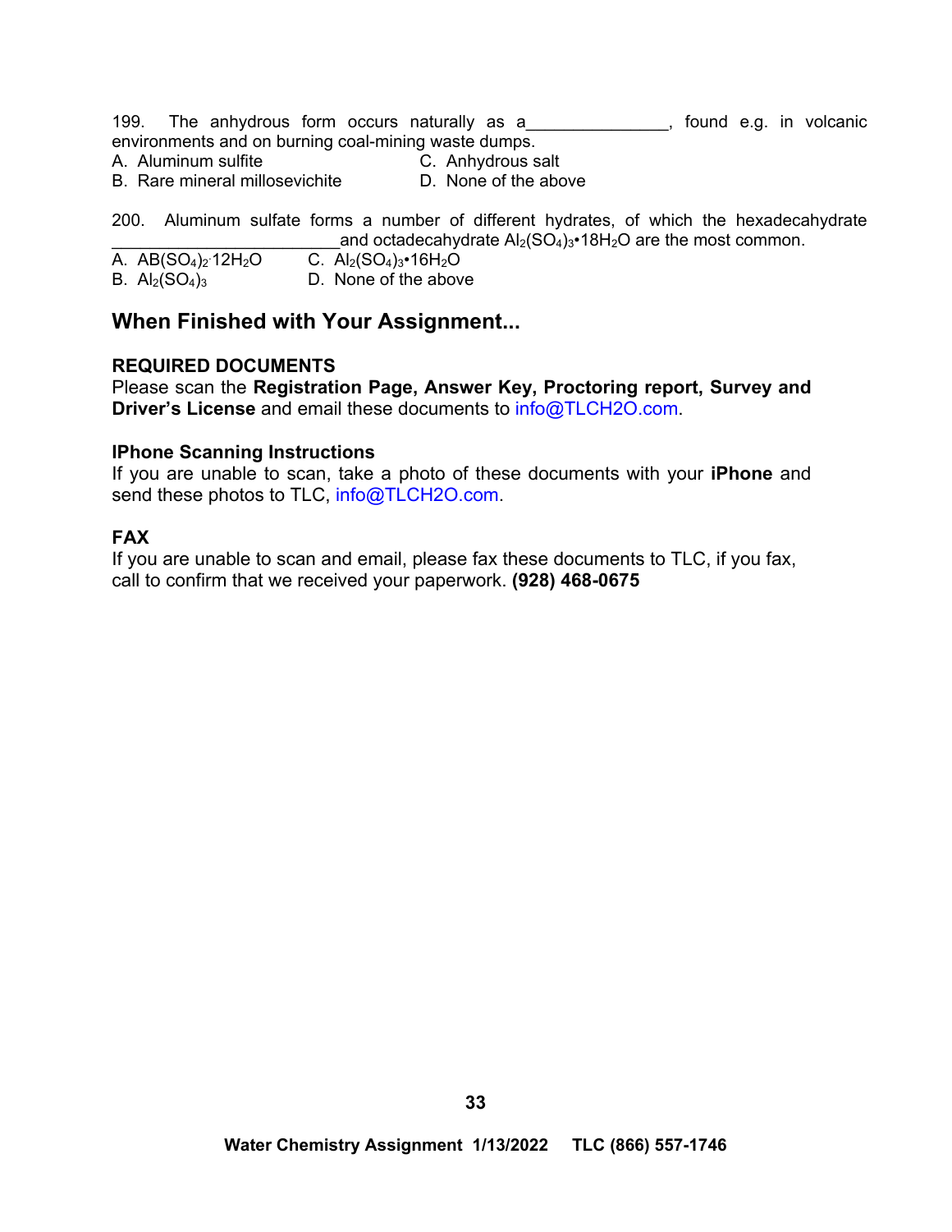199. The anhydrous form occurs naturally as a_______________, found e.g. in volcanic environments and on burning coal-mining waste dumps.

A. Aluminum sulfite
B. Rare mineral millosevichite
C. Anhydrous salt
D. None of the above

200. Aluminum sulfate forms a number of different hydrates, of which the hexadecahydrate ________________________and octadecahydrate $Al_2(SO_4)_3$•$18H_2O$ are the most common.

A. $AB(SO_4)_2 \cdot 12H_2O$
B. $Al_2(SO_4)_3$
C. $Al_2(SO_4)_3$•$16H_2O$
D. None of the above

## When Finished with Your Assignment...

**REQUIRED DOCUMENTS**

Please scan the **Registration Page, Answer Key, Proctoring report, Survey and Driver's License** and email these documents to info@TLCH2O.com.

**IPhone Scanning Instructions**

If you are unable to scan, take a photo of these documents with your **iPhone** and send these photos to TLC, info@TLCH2O.com.

**FAX**

If you are unable to scan and email, please fax these documents to TLC, if you fax, call to confirm that we received your paperwork. **(928) 468-0675**